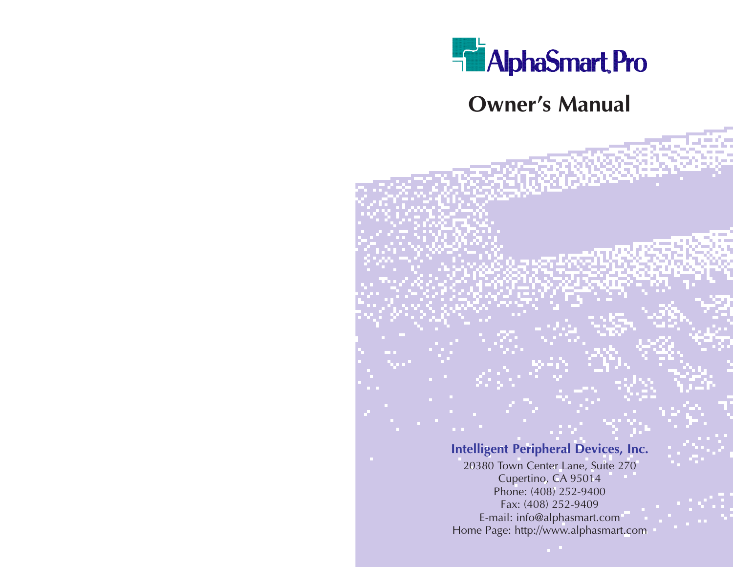# AlphaSmart Pro

## Owner's Manual

**Intelligent Peripheral Devices, Inc.**

20380 Town Center Lane, Suite 270
Cupertino, CA 95014
Phone: (408) 252-9400
Fax: (408) 252-9409
E-mail: info@alphasmart.com
Home Page: http://www.alphasmart.com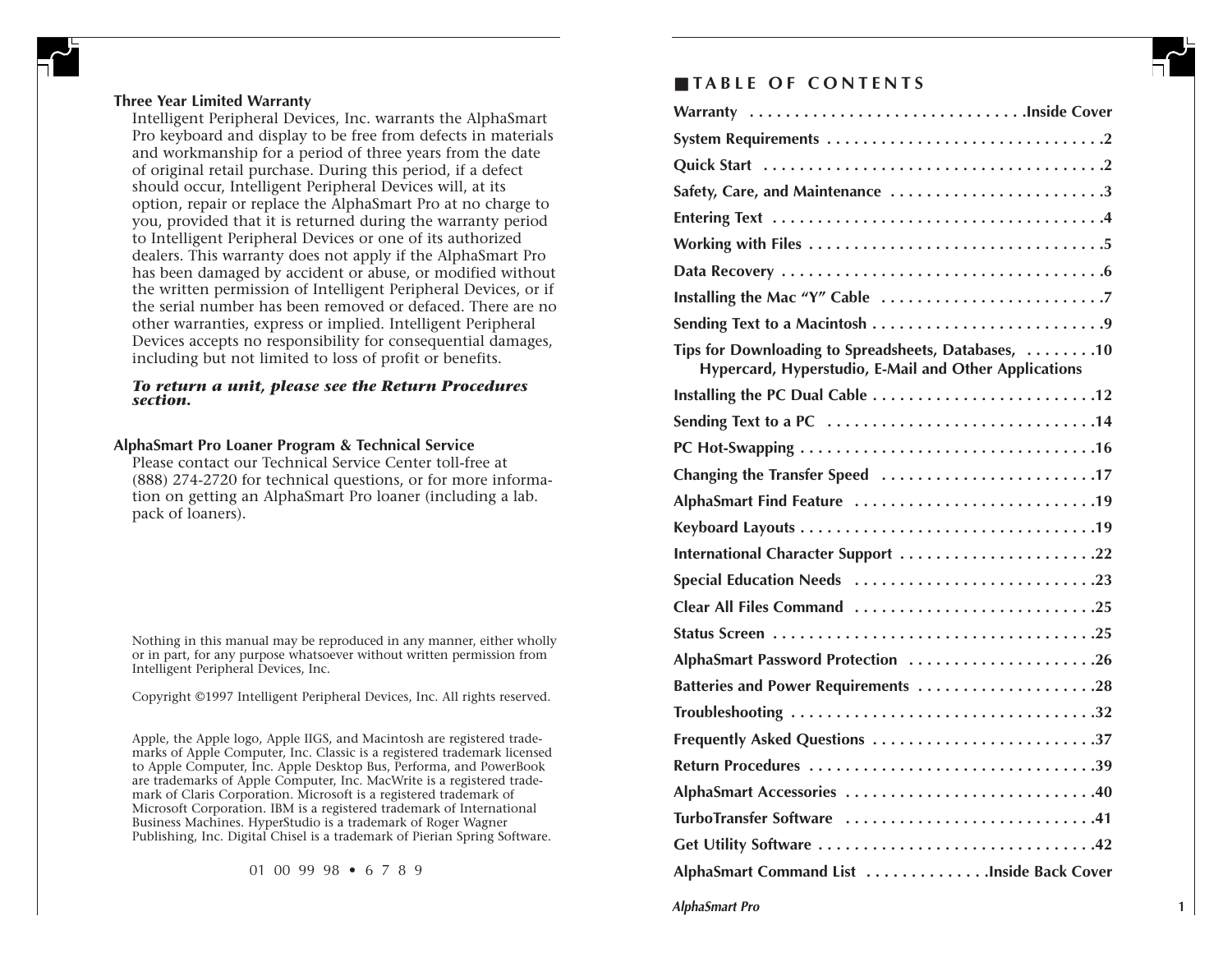**Three Year Limited Warranty**

Intelligent Peripheral Devices, Inc. warrants the AlphaSmart Pro keyboard and display to be free from defects in materials and workmanship for a period of three years from the date of original retail purchase. During this period, if a defect should occur, Intelligent Peripheral Devices will, at its option, repair or replace the AlphaSmart Pro at no charge to you, provided that it is returned during the warranty period to Intelligent Peripheral Devices or one of its authorized dealers. This warranty does not apply if the AlphaSmart Pro has been damaged by accident or abuse, or modified without the written permission of Intelligent Peripheral Devices, or if the serial number has been removed or defaced. There are no other warranties, express or implied. Intelligent Peripheral Devices accepts no responsibility for consequential damages, including but not limited to loss of profit or benefits.

***To return a unit, please see the Return Procedures section.***

**AlphaSmart Pro Loaner Program & Technical Service**

Please contact our Technical Service Center toll-free at (888) 274-2720 for technical questions, or for more information on getting an AlphaSmart Pro loaner (including a lab. pack of loaners).

Nothing in this manual may be reproduced in any manner, either wholly or in part, for any purpose whatsoever without written permission from Intelligent Peripheral Devices, Inc.

Copyright ©1997 Intelligent Peripheral Devices, Inc. All rights reserved.

Apple, the Apple logo, Apple IIGS, and Macintosh are registered trademarks of Apple Computer, Inc. Classic is a registered trademark licensed to Apple Computer, Inc. Apple Desktop Bus, Performa, and PowerBook are trademarks of Apple Computer, Inc. MacWrite is a registered trademark of Claris Corporation. Microsoft is a registered trademark of Microsoft Corporation. IBM is a registered trademark of International Business Machines. HyperStudio is a trademark of Roger Wagner Publishing, Inc. Digital Chisel is a trademark of Pierian Spring Software.

01 00 99 98 • 6 7 8 9

## TABLE OF CONTENTS

| Section | Page |
|---|---|
| **Warranty** | **Inside Cover** |
| **System Requirements** | **2** |
| **Quick Start** | **2** |
| **Safety, Care, and Maintenance** | **3** |
| **Entering Text** | **4** |
| **Working with Files** | **5** |
| **Data Recovery** | **6** |
| **Installing the Mac "Y" Cable** | **7** |
| **Sending Text to a Macintosh** | **9** |
| **Tips for Downloading to Spreadsheets, Databases, Hypercard, Hyperstudio, E-Mail and Other Applications** | **10** |
| **Installing the PC Dual Cable** | **12** |
| **Sending Text to a PC** | **14** |
| **PC Hot-Swapping** | **16** |
| **Changing the Transfer Speed** | **17** |
| **AlphaSmart Find Feature** | **19** |
| **Keyboard Layouts** | **19** |
| **International Character Support** | **22** |
| **Special Education Needs** | **23** |
| **Clear All Files Command** | **25** |
| **Status Screen** | **25** |
| **AlphaSmart Password Protection** | **26** |
| **Batteries and Power Requirements** | **28** |
| **Troubleshooting** | **32** |
| **Frequently Asked Questions** | **37** |
| **Return Procedures** | **39** |
| **AlphaSmart Accessories** | **40** |
| **TurboTransfer Software** | **41** |
| **Get Utility Software** | **42** |
| **AlphaSmart Command List** | **Inside Back Cover** |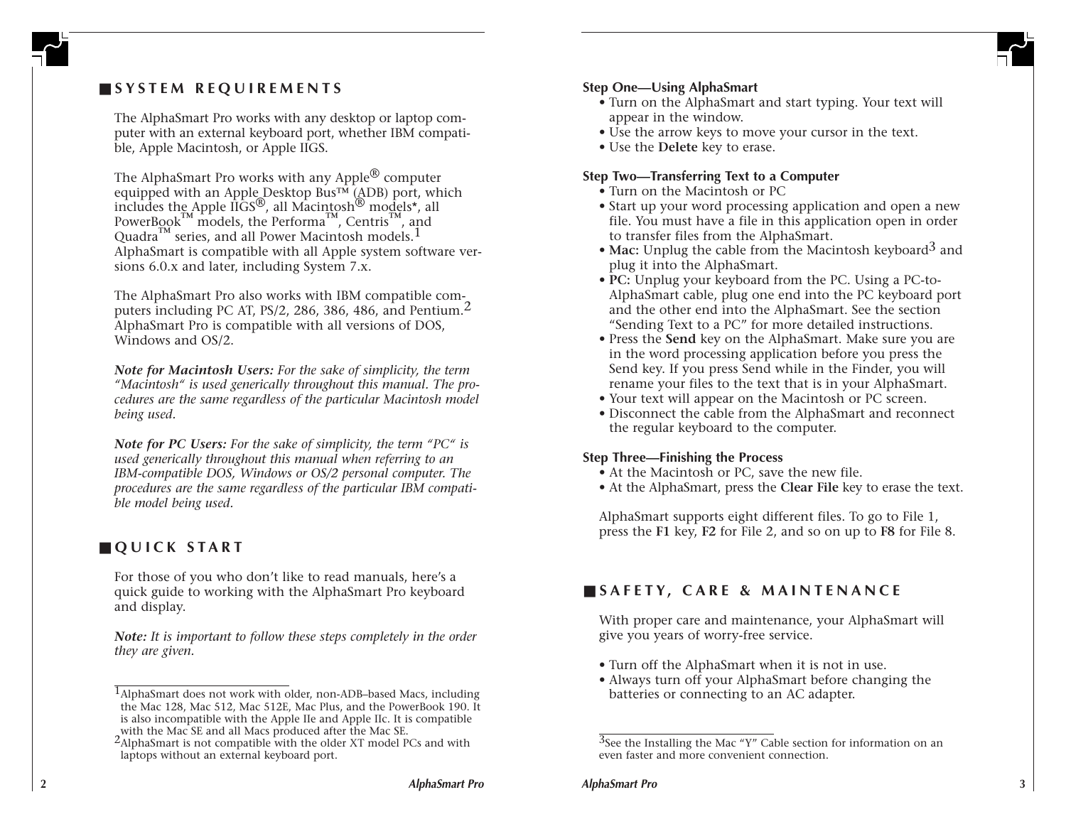## SYSTEM REQUIREMENTS

The AlphaSmart Pro works with any desktop or laptop computer with an external keyboard port, whether IBM compatible, Apple Macintosh, or Apple IIGS.

The AlphaSmart Pro works with any Apple® computer equipped with an Apple Desktop Bus™ (ADB) port, which includes the Apple IIGS®, all Macintosh® models*, all PowerBook™ models, the Performa™, Centris™, and Quadra™ series, and all Power Macintosh models.[1] AlphaSmart is compatible with all Apple system software versions 6.0.x and later, including System 7.x.

The AlphaSmart Pro also works with IBM compatible computers including PC AT, PS/2, 286, 386, 486, and Pentium.[2] AlphaSmart Pro is compatible with all versions of DOS, Windows and OS/2.

***Note for Macintosh Users:*** *For the sake of simplicity, the term "Macintosh" is used generically throughout this manual. The procedures are the same regardless of the particular Macintosh model being used.*

***Note for PC Users:*** *For the sake of simplicity, the term "PC" is used generically throughout this manual when referring to an IBM-compatible DOS, Windows or OS/2 personal computer. The procedures are the same regardless of the particular IBM compatible model being used.*

## QUICK START

For those of you who don't like to read manuals, here's a quick guide to working with the AlphaSmart Pro keyboard and display.

***Note:*** *It is important to follow these steps completely in the order they are given.*

[1] AlphaSmart does not work with older, non-ADB–based Macs, including the Mac 128, Mac 512, Mac 512E, Mac Plus, and the PowerBook 190. It is also incompatible with the Apple IIe and Apple IIc. It is compatible with the Mac SE and all Macs produced after the Mac SE.

[2] AlphaSmart is not compatible with the older XT model PCs and with laptops without an external keyboard port.

**Step One—Using AlphaSmart**

- Turn on the AlphaSmart and start typing. Your text will appear in the window.
- Use the arrow keys to move your cursor in the text.
- Use the **Delete** key to erase.

**Step Two—Transferring Text to a Computer**

- Turn on the Macintosh or PC
- Start up your word processing application and open a new file. You must have a file in this application open in order to transfer files from the AlphaSmart.
- **Mac:** Unplug the cable from the Macintosh keyboard[3] and plug it into the AlphaSmart.
- **PC:** Unplug your keyboard from the PC. Using a PC-to-AlphaSmart cable, plug one end into the PC keyboard port and the other end into the AlphaSmart. See the section "Sending Text to a PC" for more detailed instructions.
- Press the **Send** key on the AlphaSmart. Make sure you are in the word processing application before you press the Send key. If you press Send while in the Finder, you will rename your files to the text that is in your AlphaSmart.
- Your text will appear on the Macintosh or PC screen.
- Disconnect the cable from the AlphaSmart and reconnect the regular keyboard to the computer.

**Step Three—Finishing the Process**

- At the Macintosh or PC, save the new file.
- At the AlphaSmart, press the **Clear File** key to erase the text.

AlphaSmart supports eight different files. To go to File 1, press the **F1** key, **F2** for File 2, and so on up to **F8** for File 8.

## SAFETY, CARE & MAINTENANCE

With proper care and maintenance, your AlphaSmart will give you years of worry-free service.

- Turn off the AlphaSmart when it is not in use.
- Always turn off your AlphaSmart before changing the batteries or connecting to an AC adapter.

[3] See the Installing the Mac "Y" Cable section for information on an even faster and more convenient connection.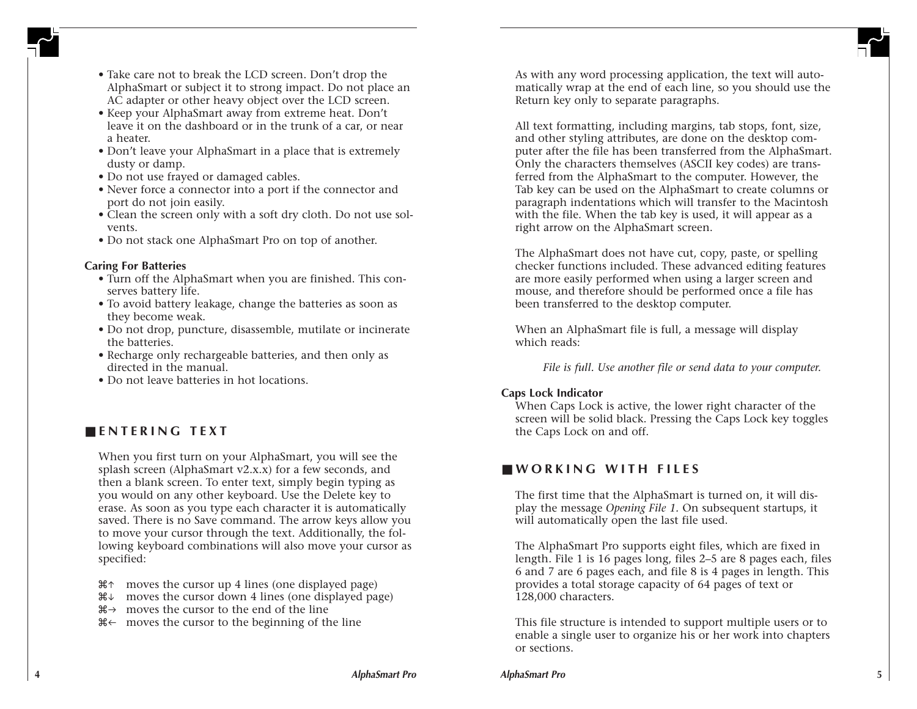- Take care not to break the LCD screen. Don't drop the AlphaSmart or subject it to strong impact. Do not place an AC adapter or other heavy object over the LCD screen.
- Keep your AlphaSmart away from extreme heat. Don't leave it on the dashboard or in the trunk of a car, or near a heater.
- Don't leave your AlphaSmart in a place that is extremely dusty or damp.
- Do not use frayed or damaged cables.
- Never force a connector into a port if the connector and port do not join easily.
- Clean the screen only with a soft dry cloth. Do not use solvents.
- Do not stack one AlphaSmart Pro on top of another.

**Caring For Batteries**

- Turn off the AlphaSmart when you are finished. This conserves battery life.
- To avoid battery leakage, change the batteries as soon as they become weak.
- Do not drop, puncture, disassemble, mutilate or incinerate the batteries.
- Recharge only rechargeable batteries, and then only as directed in the manual.
- Do not leave batteries in hot locations.

## ENTERING TEXT

When you first turn on your AlphaSmart, you will see the splash screen (AlphaSmart v2.x.x) for a few seconds, and then a blank screen. To enter text, simply begin typing as you would on any other keyboard. Use the Delete key to erase. As soon as you type each character it is automatically saved. There is no Save command. The arrow keys allow you to move your cursor through the text. Additionally, the following keyboard combinations will also move your cursor as specified:

⌘↑ moves the cursor up 4 lines (one displayed page)
⌘↓ moves the cursor down 4 lines (one displayed page)
⌘→ moves the cursor to the end of the line
⌘← moves the cursor to the beginning of the line

As with any word processing application, the text will automatically wrap at the end of each line, so you should use the Return key only to separate paragraphs.

All text formatting, including margins, tab stops, font, size, and other styling attributes, are done on the desktop computer after the file has been transferred from the AlphaSmart. Only the characters themselves (ASCII key codes) are transferred from the AlphaSmart to the computer. However, the Tab key can be used on the AlphaSmart to create columns or paragraph indentations which will transfer to the Macintosh with the file. When the tab key is used, it will appear as a right arrow on the AlphaSmart screen.

The AlphaSmart does not have cut, copy, paste, or spelling checker functions included. These advanced editing features are more easily performed when using a larger screen and mouse, and therefore should be performed once a file has been transferred to the desktop computer.

When an AlphaSmart file is full, a message will display which reads:

> *File is full. Use another file or send data to your computer.*

**Caps Lock Indicator**

When Caps Lock is active, the lower right character of the screen will be solid black. Pressing the Caps Lock key toggles the Caps Lock on and off.

## WORKING WITH FILES

The first time that the AlphaSmart is turned on, it will display the message *Opening File 1.* On subsequent startups, it will automatically open the last file used.

The AlphaSmart Pro supports eight files, which are fixed in length. File 1 is 16 pages long, files 2–5 are 8 pages each, files 6 and 7 are 6 pages each, and file 8 is 4 pages in length. This provides a total storage capacity of 64 pages of text or 128,000 characters.

This file structure is intended to support multiple users or to enable a single user to organize his or her work into chapters or sections.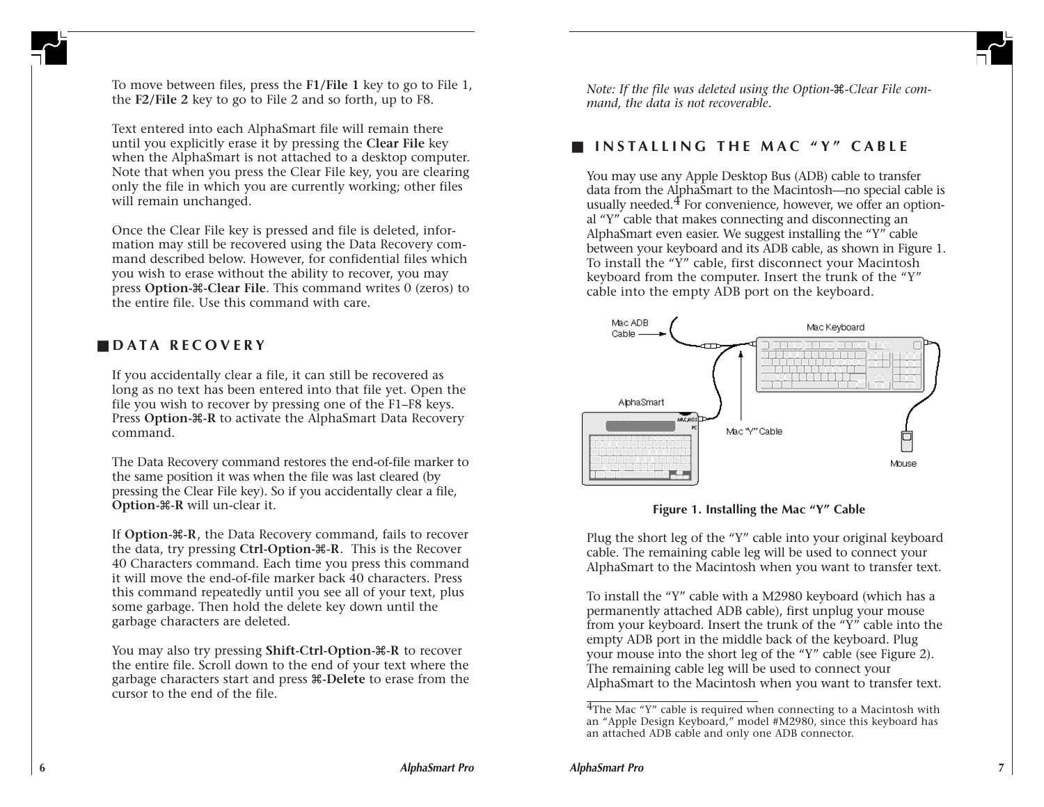To move between files, press the **F1/File 1** key to go to File 1, the **F2/File 2** key to go to File 2 and so forth, up to F8.

Text entered into each AlphaSmart file will remain there until you explicitly erase it by pressing the **Clear File** key when the AlphaSmart is not attached to a desktop computer. Note that when you press the Clear File key, you are clearing only the file in which you are currently working; other files will remain unchanged.

Once the Clear File key is pressed and file is deleted, information may still be recovered using the Data Recovery command described below. However, for confidential files which you wish to erase without the ability to recover, you may press **Option-⌘-Clear File**. This command writes 0 (zeros) to the entire file. Use this command with care.

## DATA RECOVERY

If you accidentally clear a file, it can still be recovered as long as no text has been entered into that file yet. Open the file you wish to recover by pressing one of the F1–F8 keys. Press **Option-⌘-R** to activate the AlphaSmart Data Recovery command.

The Data Recovery command restores the end-of-file marker to the same position it was when the file was last cleared (by pressing the Clear File key). So if you accidentally clear a file, **Option-⌘-R** will un-clear it.

If **Option-⌘-R**, the Data Recovery command, fails to recover the data, try pressing **Ctrl-Option-⌘-R**. This is the Recover 40 Characters command. Each time you press this command it will move the end-of-file marker back 40 characters. Press this command repeatedly until you see all of your text, plus some garbage. Then hold the delete key down until the garbage characters are deleted.

You may also try pressing **Shift-Ctrl-Option-⌘-R** to recover the entire file. Scroll down to the end of your text where the garbage characters start and press **⌘-Delete** to erase from the cursor to the end of the file.

*Note: If the file was deleted using the Option-⌘-Clear File command, the data is not recoverable.*

## INSTALLING THE MAC "Y" CABLE

You may use any Apple Desktop Bus (ADB) cable to transfer data from the AlphaSmart to the Macintosh—no special cable is usually needed.[4] For convenience, however, we offer an optional "Y" cable that makes connecting and disconnecting an AlphaSmart even easier. We suggest installing the "Y" cable between your keyboard and its ADB cable, as shown in Figure 1. To install the "Y" cable, first disconnect your Macintosh keyboard from the computer. Insert the trunk of the "Y" cable into the empty ADB port on the keyboard.

Mac ADB Cable — Mac Keyboard — AlphaSmart — Mac "Y" Cable — Mouse

**Figure 1. Installing the Mac "Y" Cable**

Plug the short leg of the "Y" cable into your original keyboard cable. The remaining cable leg will be used to connect your AlphaSmart to the Macintosh when you want to transfer text.

To install the "Y" cable with a M2980 keyboard (which has a permanently attached ADB cable), first unplug your mouse from your keyboard. Insert the trunk of the "Y" cable into the empty ADB port in the middle back of the keyboard. Plug your mouse into the short leg of the "Y" cable (see Figure 2). The remaining cable leg will be used to connect your AlphaSmart to the Macintosh when you want to transfer text.

[4] The Mac "Y" cable is required when connecting to a Macintosh with an "Apple Design Keyboard," model #M2980, since this keyboard has an attached ADB cable and only one ADB connector.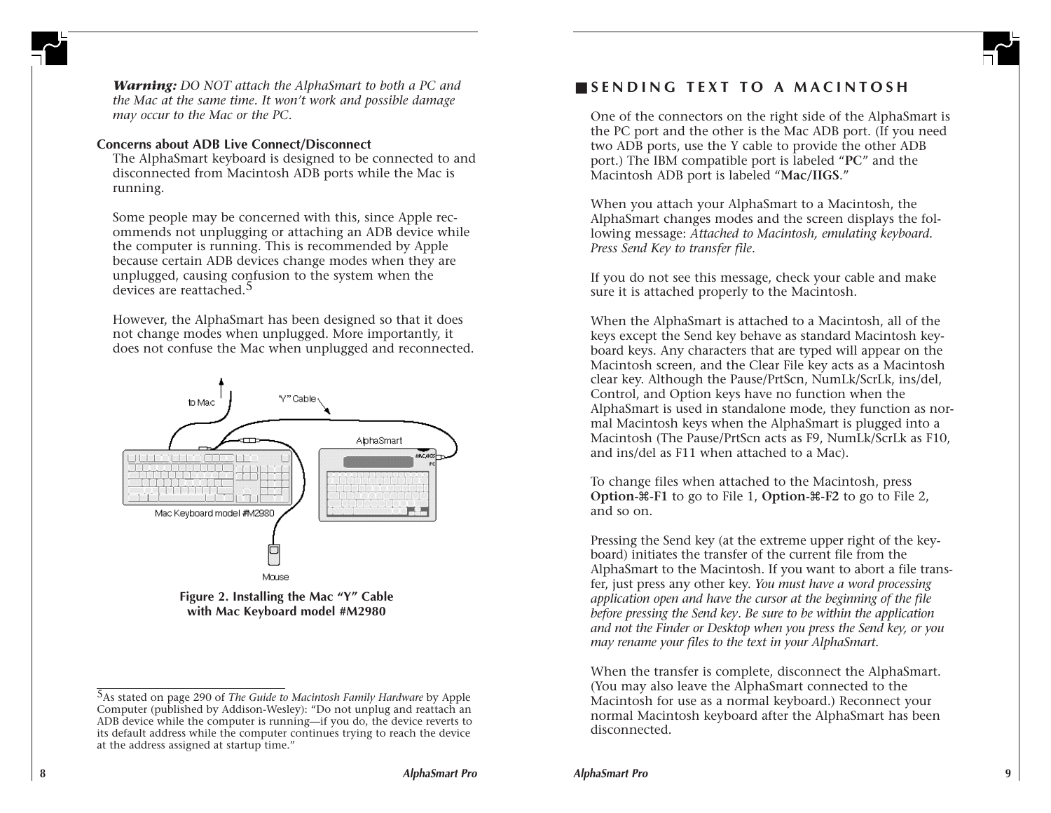***Warning:*** *DO NOT attach the AlphaSmart to both a PC and the Mac at the same time. It won't work and possible damage may occur to the Mac or the PC.*

**Concerns about ADB Live Connect/Disconnect**

The AlphaSmart keyboard is designed to be connected to and disconnected from Macintosh ADB ports while the Mac is running.

Some people may be concerned with this, since Apple recommends not unplugging or attaching an ADB device while the computer is running. This is recommended by Apple because certain ADB devices change modes when they are unplugged, causing confusion to the system when the devices are reattached.[5]

However, the AlphaSmart has been designed so that it does not change modes when unplugged. More importantly, it does not confuse the Mac when unplugged and reconnected.

**Figure 2. Installing the Mac "Y" Cable with Mac Keyboard model #M2980**

[5] As stated on page 290 of *The Guide to Macintosh Family Hardware* by Apple Computer (published by Addison-Wesley): "Do not unplug and reattach an ADB device while the computer is running—if you do, the device reverts to its default address while the computer continues trying to reach the device at the address assigned at startup time."

## SENDING TEXT TO A MACINTOSH

One of the connectors on the right side of the AlphaSmart is the PC port and the other is the Mac ADB port. (If you need two ADB ports, use the Y cable to provide the other ADB port.) The IBM compatible port is labeled "**PC**" and the Macintosh ADB port is labeled "**Mac/IIGS**."

When you attach your AlphaSmart to a Macintosh, the AlphaSmart changes modes and the screen displays the following message: *Attached to Macintosh, emulating keyboard. Press Send Key to transfer file.*

If you do not see this message, check your cable and make sure it is attached properly to the Macintosh.

When the AlphaSmart is attached to a Macintosh, all of the keys except the Send key behave as standard Macintosh keyboard keys. Any characters that are typed will appear on the Macintosh screen, and the Clear File key acts as a Macintosh clear key. Although the Pause/PrtScn, NumLk/ScrLk, ins/del, Control, and Option keys have no function when the AlphaSmart is used in standalone mode, they function as normal Macintosh keys when the AlphaSmart is plugged into a Macintosh (The Pause/PrtScn acts as F9, NumLk/ScrLk as F10, and ins/del as F11 when attached to a Mac).

To change files when attached to the Macintosh, press **Option-⌘-F1** to go to File 1, **Option-⌘-F2** to go to File 2, and so on.

Pressing the Send key (at the extreme upper right of the keyboard) initiates the transfer of the current file from the AlphaSmart to the Macintosh. If you want to abort a file transfer, just press any other key. *You must have a word processing application open and have the cursor at the beginning of the file before pressing the Send key. Be sure to be within the application and not the Finder or Desktop when you press the Send key, or you may rename your files to the text in your AlphaSmart.*

When the transfer is complete, disconnect the AlphaSmart. (You may also leave the AlphaSmart connected to the Macintosh for use as a normal keyboard.) Reconnect your normal Macintosh keyboard after the AlphaSmart has been disconnected.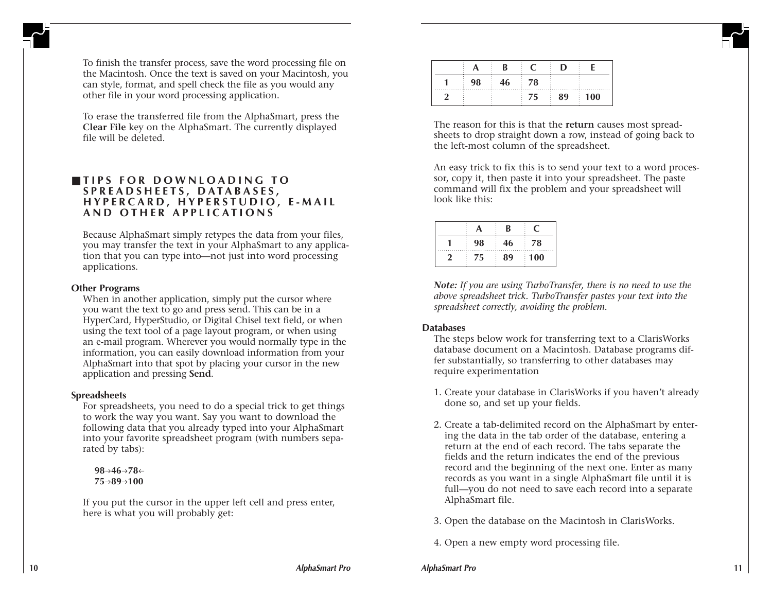To finish the transfer process, save the word processing file on the Macintosh. Once the text is saved on your Macintosh, you can style, format, and spell check the file as you would any other file in your word processing application.

To erase the transferred file from the AlphaSmart, press the **Clear File** key on the AlphaSmart. The currently displayed file will be deleted.

## TIPS FOR DOWNLOADING TO SPREADSHEETS, DATABASES, HYPERCARD, HYPERSTUDIO, E-MAIL AND OTHER APPLICATIONS

Because AlphaSmart simply retypes the data from your files, you may transfer the text in your AlphaSmart to any application that you can type into—not just into word processing applications.

### Other Programs

When in another application, simply put the cursor where you want the text to go and press send. This can be in a HyperCard, HyperStudio, or Digital Chisel text field, or when using the text tool of a page layout program, or when using an e-mail program. Wherever you would normally type in the information, you can easily download information from your AlphaSmart into that spot by placing your cursor in the new application and pressing **Send**.

### Spreadsheets

For spreadsheets, you need to do a special trick to get things to work the way you want. Say you want to download the following data that you already typed into your AlphaSmart into your favorite spreadsheet program (with numbers separated by tabs):

**98→46→78←**
**75→89→100**

If you put the cursor in the upper left cell and press enter, here is what you will probably get:

| | A | B | C | D | E |
|---|---|---|---|---|---|
| **1** | 98 | 46 | 78 | | |
| **2** | | | 75 | 89 | 100 |

The reason for this is that the **return** causes most spreadsheets to drop straight down a row, instead of going back to the left-most column of the spreadsheet.

An easy trick to fix this is to send your text to a word processor, copy it, then paste it into your spreadsheet. The paste command will fix the problem and your spreadsheet will look like this:

| | A | B | C |
|---|---|---|---|
| **1** | 98 | 46 | 78 |
| **2** | 75 | 89 | 100 |

***Note:*** *If you are using TurboTransfer, there is no need to use the above spreadsheet trick. TurboTransfer pastes your text into the spreadsheet correctly, avoiding the problem.*

### Databases

The steps below work for transferring text to a ClarisWorks database document on a Macintosh. Database programs differ substantially, so transferring to other databases may require experimentation

1. Create your database in ClarisWorks if you haven't already done so, and set up your fields.

2. Create a tab-delimited record on the AlphaSmart by entering the data in the tab order of the database, entering a return at the end of each record. The tabs separate the fields and the return indicates the end of the previous record and the beginning of the next one. Enter as many records as you want in a single AlphaSmart file until it is full—you do not need to save each record into a separate AlphaSmart file.

3. Open the database on the Macintosh in ClarisWorks.

4. Open a new empty word processing file.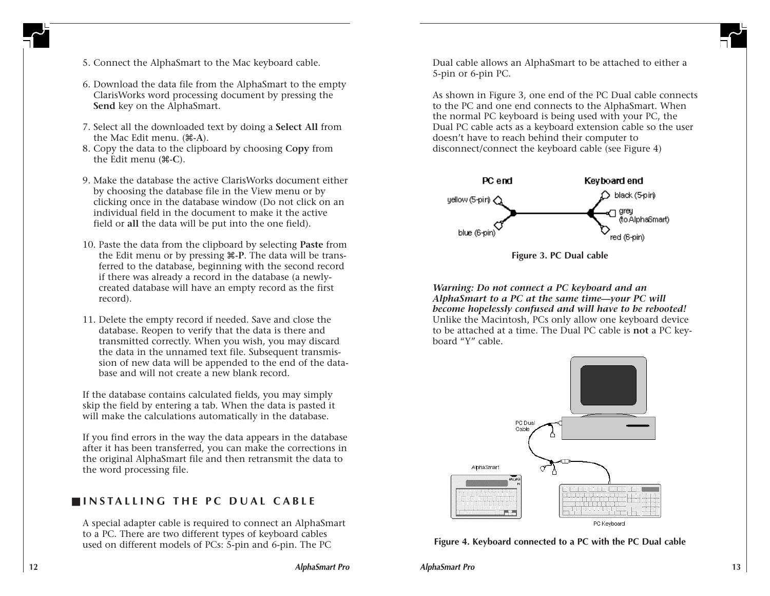5. Connect the AlphaSmart to the Mac keyboard cable.

6. Download the data file from the AlphaSmart to the empty ClarisWorks word processing document by pressing the **Send** key on the AlphaSmart.

7. Select all the downloaded text by doing a **Select All** from the Mac Edit menu. (**⌘-A**).
8. Copy the data to the clipboard by choosing **Copy** from the Edit menu (**⌘-C**).

9. Make the database the active ClarisWorks document either by choosing the database file in the View menu or by clicking once in the database window (Do not click on an individual field in the document to make it the active field or **all** the data will be put into the one field).

10. Paste the data from the clipboard by selecting **Paste** from the Edit menu or by pressing **⌘-P**. The data will be transferred to the database, beginning with the second record if there was already a record in the database (a newly-created database will have an empty record as the first record).

11. Delete the empty record if needed. Save and close the database. Reopen to verify that the data is there and transmitted correctly. When you wish, you may discard the data in the unnamed text file. Subsequent transmission of new data will be appended to the end of the database and will not create a new blank record.

If the database contains calculated fields, you may simply skip the field by entering a tab. When the data is pasted it will make the calculations automatically in the database.

If you find errors in the way the data appears in the database after it has been transferred, you can make the corrections in the original AlphaSmart file and then retransmit the data to the word processing file.

## INSTALLING THE PC DUAL CABLE

A special adapter cable is required to connect an AlphaSmart to a PC. There are two different types of keyboard cables used on different models of PCs: 5-pin and 6-pin. The PC Dual cable allows an AlphaSmart to be attached to either a 5-pin or 6-pin PC.

As shown in Figure 3, one end of the PC Dual cable connects to the PC and one end connects to the AlphaSmart. When the normal PC keyboard is being used with your PC, the Dual PC cable acts as a keyboard extension cable so the user doesn't have to reach behind their computer to disconnect/connect the keyboard cable (see Figure 4)

PC end: yellow (5-pin), blue (6-pin)
Keyboard end: black (5-pin), grey (to AlphaSmart), red (6-pin)

**Figure 3. PC Dual cable**

***Warning: Do not connect a PC keyboard and an AlphaSmart to a PC at the same time—your PC will become hopelessly confused and will have to be rebooted!*** Unlike the Macintosh, PCs only allow one keyboard device to be attached at a time. The Dual PC cable is **not** a PC keyboard "Y" cable.

**Figure 4. Keyboard connected to a PC with the PC Dual cable**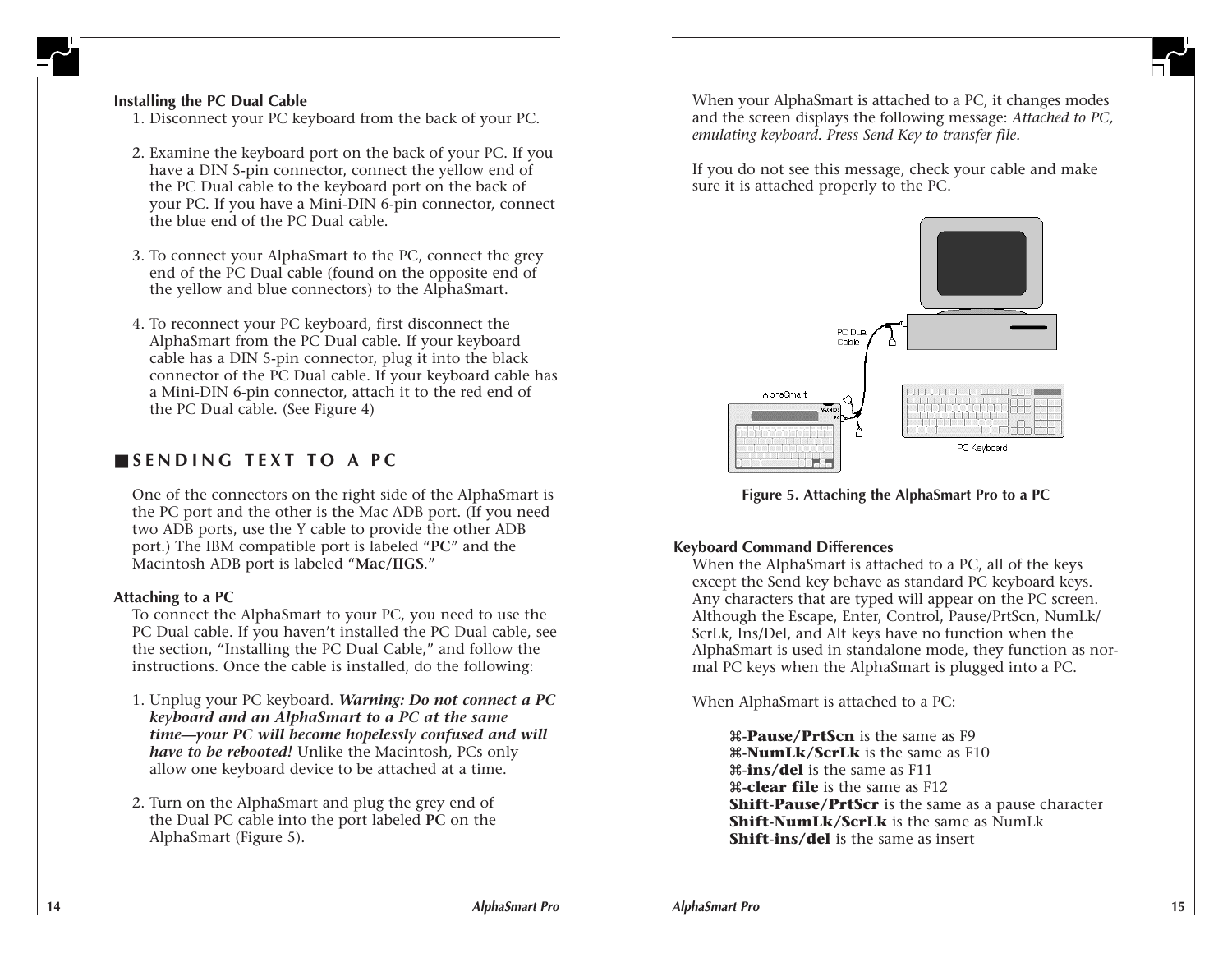### Installing the PC Dual Cable

1. Disconnect your PC keyboard from the back of your PC.

2. Examine the keyboard port on the back of your PC. If you have a DIN 5-pin connector, connect the yellow end of the PC Dual cable to the keyboard port on the back of your PC. If you have a Mini-DIN 6-pin connector, connect the blue end of the PC Dual cable.

3. To connect your AlphaSmart to the PC, connect the grey end of the PC Dual cable (found on the opposite end of the yellow and blue connectors) to the AlphaSmart.

4. To reconnect your PC keyboard, first disconnect the AlphaSmart from the PC Dual cable. If your keyboard cable has a DIN 5-pin connector, plug it into the black connector of the PC Dual cable. If your keyboard cable has a Mini-DIN 6-pin connector, attach it to the red end of the PC Dual cable. (See Figure 4)

## SENDING TEXT TO A PC

One of the connectors on the right side of the AlphaSmart is the PC port and the other is the Mac ADB port. (If you need two ADB ports, use the Y cable to provide the other ADB port.) The IBM compatible port is labeled "**PC**" and the Macintosh ADB port is labeled "**Mac/IIGS**."

### Attaching to a PC

To connect the AlphaSmart to your PC, you need to use the PC Dual cable. If you haven't installed the PC Dual cable, see the section, "Installing the PC Dual Cable," and follow the instructions. Once the cable is installed, do the following:

1. Unplug your PC keyboard. ***Warning: Do not connect a PC keyboard and an AlphaSmart to a PC at the same time—your PC will become hopelessly confused and will have to be rebooted!*** Unlike the Macintosh, PCs only allow one keyboard device to be attached at a time.

2. Turn on the AlphaSmart and plug the grey end of the Dual PC cable into the port labeled **PC** on the AlphaSmart (Figure 5).

When your AlphaSmart is attached to a PC, it changes modes and the screen displays the following message: *Attached to PC, emulating keyboard. Press Send Key to transfer file.*

If you do not see this message, check your cable and make sure it is attached properly to the PC.

**Figure 5. Attaching the AlphaSmart Pro to a PC**

### Keyboard Command Differences

When the AlphaSmart is attached to a PC, all of the keys except the Send key behave as standard PC keyboard keys. Any characters that are typed will appear on the PC screen. Although the Escape, Enter, Control, Pause/PrtScn, NumLk/ScrLk, Ins/Del, and Alt keys have no function when the AlphaSmart is used in standalone mode, they function as normal PC keys when the AlphaSmart is plugged into a PC.

When AlphaSmart is attached to a PC:

⌘-**Pause/PrtScn** is the same as F9
⌘-**NumLk/ScrLk** is the same as F10
⌘-**ins/del** is the same as F11
⌘-**clear file** is the same as F12
**Shift-Pause/PrtScr** is the same as a pause character
**Shift-NumLk/ScrLk** is the same as NumLk
**Shift-ins/del** is the same as insert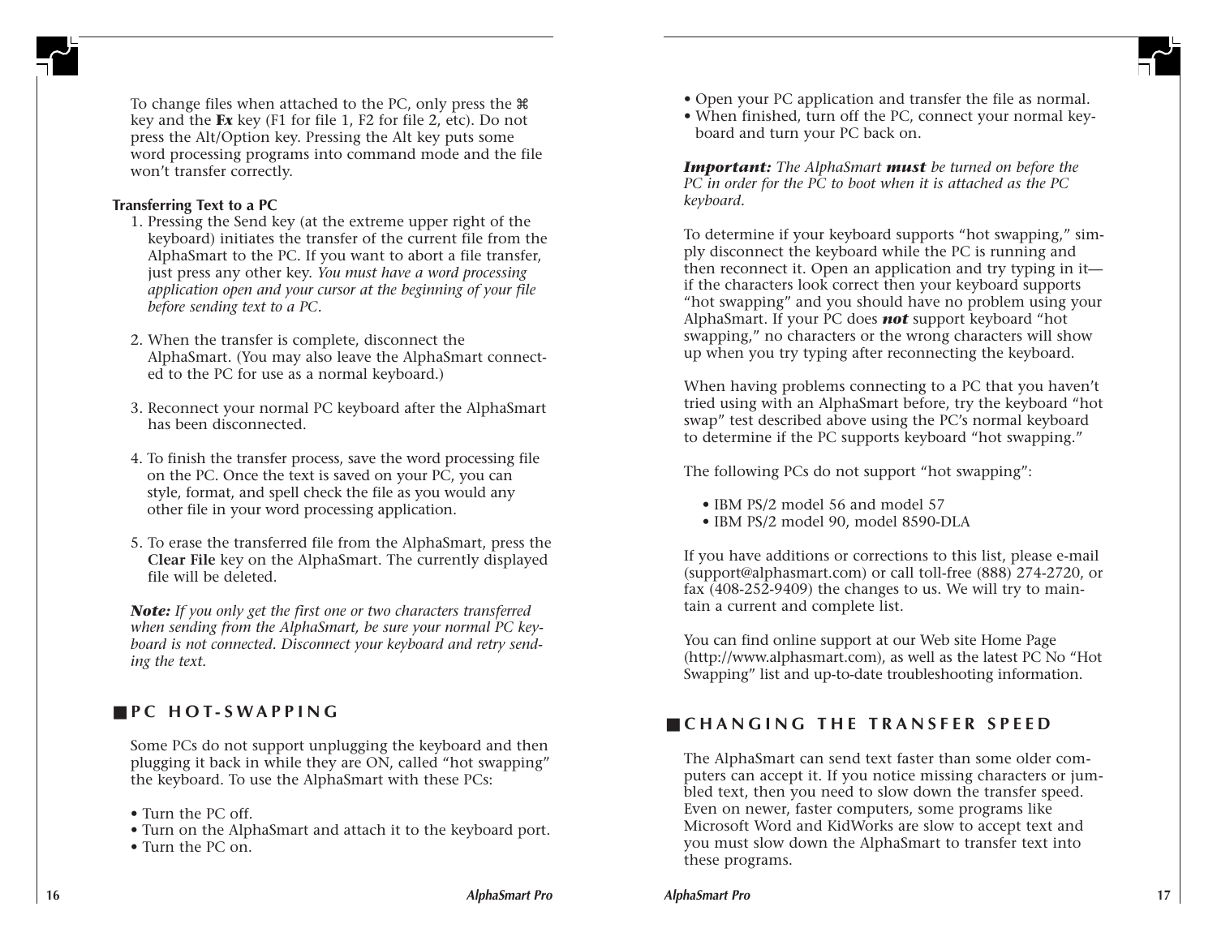To change files when attached to the PC, only press the ⌘ key and the ***Fx*** key (F1 for file 1, F2 for file 2, etc). Do not press the Alt/Option key. Pressing the Alt key puts some word processing programs into command mode and the file won't transfer correctly.

**Transferring Text to a PC**

1. Pressing the Send key (at the extreme upper right of the keyboard) initiates the transfer of the current file from the AlphaSmart to the PC. If you want to abort a file transfer, just press any other key. *You must have a word processing application open and your cursor at the beginning of your file before sending text to a PC.*

2. When the transfer is complete, disconnect the AlphaSmart. (You may also leave the AlphaSmart connected to the PC for use as a normal keyboard.)

3. Reconnect your normal PC keyboard after the AlphaSmart has been disconnected.

4. To finish the transfer process, save the word processing file on the PC. Once the text is saved on your PC, you can style, format, and spell check the file as you would any other file in your word processing application.

5. To erase the transferred file from the AlphaSmart, press the **Clear File** key on the AlphaSmart. The currently displayed file will be deleted.

***Note:*** *If you only get the first one or two characters transferred when sending from the AlphaSmart, be sure your normal PC keyboard is not connected. Disconnect your keyboard and retry sending the text.*

## PC HOT-SWAPPING

Some PCs do not support unplugging the keyboard and then plugging it back in while they are ON, called "hot swapping" the keyboard. To use the AlphaSmart with these PCs:

- Turn the PC off.
- Turn on the AlphaSmart and attach it to the keyboard port.
- Turn the PC on.
- Open your PC application and transfer the file as normal.
- When finished, turn off the PC, connect your normal keyboard and turn your PC back on.

***Important:*** *The AlphaSmart* ***must*** *be turned on before the PC in order for the PC to boot when it is attached as the PC keyboard.*

To determine if your keyboard supports "hot swapping," simply disconnect the keyboard while the PC is running and then reconnect it. Open an application and try typing in it—if the characters look correct then your keyboard supports "hot swapping" and you should have no problem using your AlphaSmart. If your PC does ***not*** support keyboard "hot swapping," no characters or the wrong characters will show up when you try typing after reconnecting the keyboard.

When having problems connecting to a PC that you haven't tried using with an AlphaSmart before, try the keyboard "hot swap" test described above using the PC's normal keyboard to determine if the PC supports keyboard "hot swapping."

The following PCs do not support "hot swapping":

- IBM PS/2 model 56 and model 57
- IBM PS/2 model 90, model 8590-DLA

If you have additions or corrections to this list, please e-mail (support@alphasmart.com) or call toll-free (888) 274-2720, or fax (408-252-9409) the changes to us. We will try to maintain a current and complete list.

You can find online support at our Web site Home Page (http://www.alphasmart.com), as well as the latest PC No "Hot Swapping" list and up-to-date troubleshooting information.

## CHANGING THE TRANSFER SPEED

The AlphaSmart can send text faster than some older computers can accept it. If you notice missing characters or jumbled text, then you need to slow down the transfer speed. Even on newer, faster computers, some programs like Microsoft Word and KidWorks are slow to accept text and you must slow down the AlphaSmart to transfer text into these programs.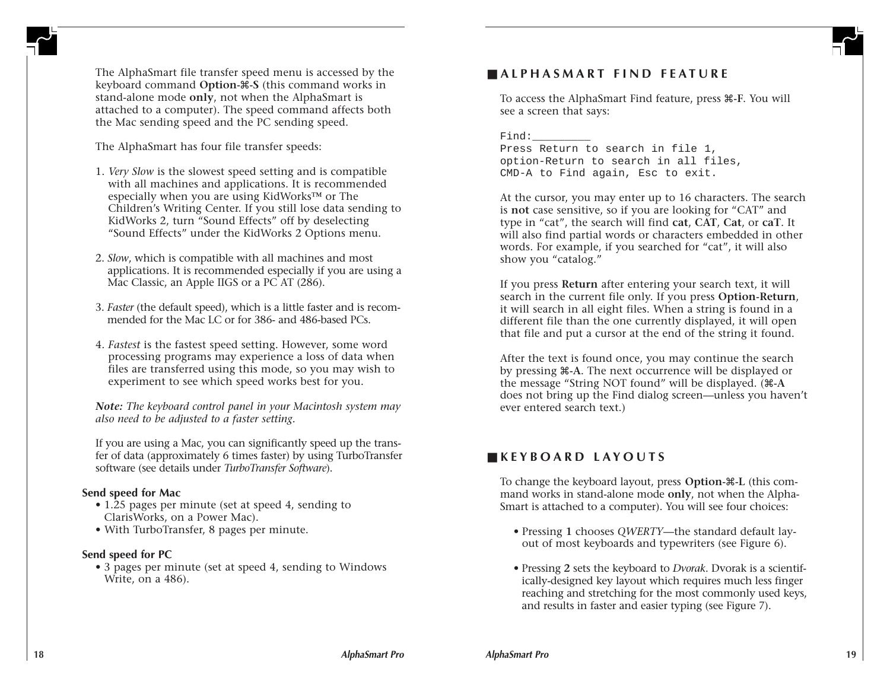The AlphaSmart file transfer speed menu is accessed by the keyboard command **Option-⌘-S** (this command works in stand-alone mode **only**, not when the AlphaSmart is attached to a computer). The speed command affects both the Mac sending speed and the PC sending speed.

The AlphaSmart has four file transfer speeds:

1. *Very Slow* is the slowest speed setting and is compatible with all machines and applications. It is recommended especially when you are using KidWorks™ or The Children's Writing Center. If you still lose data sending to KidWorks 2, turn "Sound Effects" off by deselecting "Sound Effects" under the KidWorks 2 Options menu.

2. *Slow*, which is compatible with all machines and most applications. It is recommended especially if you are using a Mac Classic, an Apple IIGS or a PC AT (286).

3. *Faster* (the default speed), which is a little faster and is recommended for the Mac LC or for 386- and 486-based PCs.

4. *Fastest* is the fastest speed setting. However, some word processing programs may experience a loss of data when files are transferred using this mode, so you may wish to experiment to see which speed works best for you.

***Note:*** *The keyboard control panel in your Macintosh system may also need to be adjusted to a faster setting.*

If you are using a Mac, you can significantly speed up the transfer of data (approximately 6 times faster) by using TurboTransfer software (see details under *TurboTransfer Software*).

**Send speed for Mac**

- 1.25 pages per minute (set at speed 4, sending to ClarisWorks, on a Power Mac).
- With TurboTransfer, 8 pages per minute.

**Send speed for PC**

- 3 pages per minute (set at speed 4, sending to Windows Write, on a 486).

## ALPHASMART FIND FEATURE

To access the AlphaSmart Find feature, press **⌘-F**. You will see a screen that says:

```
Find:_________
Press Return to search in file 1,
option-Return to search in all files,
CMD-A to Find again, Esc to exit.
```

At the cursor, you may enter up to 16 characters. The search is **not** case sensitive, so if you are looking for "CAT" and type in "cat", the search will find **cat**, **CAT**, **Cat**, or **caT**. It will also find partial words or characters embedded in other words. For example, if you searched for "cat", it will also show you "catalog."

If you press **Return** after entering your search text, it will search in the current file only. If you press **Option-Return**, it will search in all eight files. When a string is found in a different file than the one currently displayed, it will open that file and put a cursor at the end of the string it found.

After the text is found once, you may continue the search by pressing **⌘-A**. The next occurrence will be displayed or the message "String NOT found" will be displayed. (**⌘-A** does not bring up the Find dialog screen—unless you haven't ever entered search text.)

## KEYBOARD LAYOUTS

To change the keyboard layout, press **Option-⌘-L** (this command works in stand-alone mode **only**, not when the AlphaSmart is attached to a computer). You will see four choices:

- Pressing **1** chooses *QWERTY*—the standard default layout of most keyboards and typewriters (see Figure 6).

- Pressing **2** sets the keyboard to *Dvorak*. Dvorak is a scientifically-designed key layout which requires much less finger reaching and stretching for the most commonly used keys, and results in faster and easier typing (see Figure 7).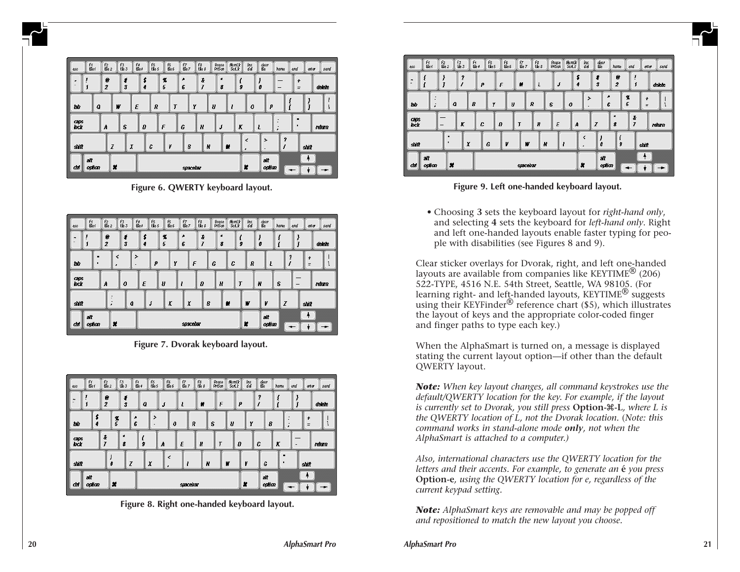Figure 6. QWERTY keyboard layout.

Figure 7. Dvorak keyboard layout.

Figure 8. Right one-handed keyboard layout.

Figure 9. Left one-handed keyboard layout.

- Choosing **3** sets the keyboard layout for *right-hand only*, and selecting **4** sets the keyboard for *left-hand only*. Right and left one-handed layouts enable faster typing for people with disabilities (see Figures 8 and 9).

Clear sticker overlays for Dvorak, right, and left one-handed layouts are available from companies like KEYTIME® (206) 522-TYPE, 4516 N.E. 54th Street, Seattle, WA 98105. (For learning right- and left-handed layouts, KEYTIME® suggests using their KEYFinder® reference chart ($5), which illustrates the layout of keys and the appropriate color-coded finger and finger paths to type each key.)

When the AlphaSmart is turned on, a message is displayed stating the current layout option—if other than the default QWERTY layout.

***Note:*** *When key layout changes, all command keystrokes use the default/QWERTY location for the key. For example, if the layout is currently set to Dvorak, you still press* **Option-⌘-L**, *where L is the QWERTY location of L, not the Dvorak location.* (*Note: this command works in stand-alone mode* ***only****, not when the AlphaSmart is attached to a computer.)*

*Also, international characters use the QWERTY location for the letters and their accents. For example, to generate an* **é** *you press* **Option-e**, *using the QWERTY location for e, regardless of the current keypad setting.*

***Note:*** *AlphaSmart keys are removable and may be popped off and repositioned to match the new layout you choose.*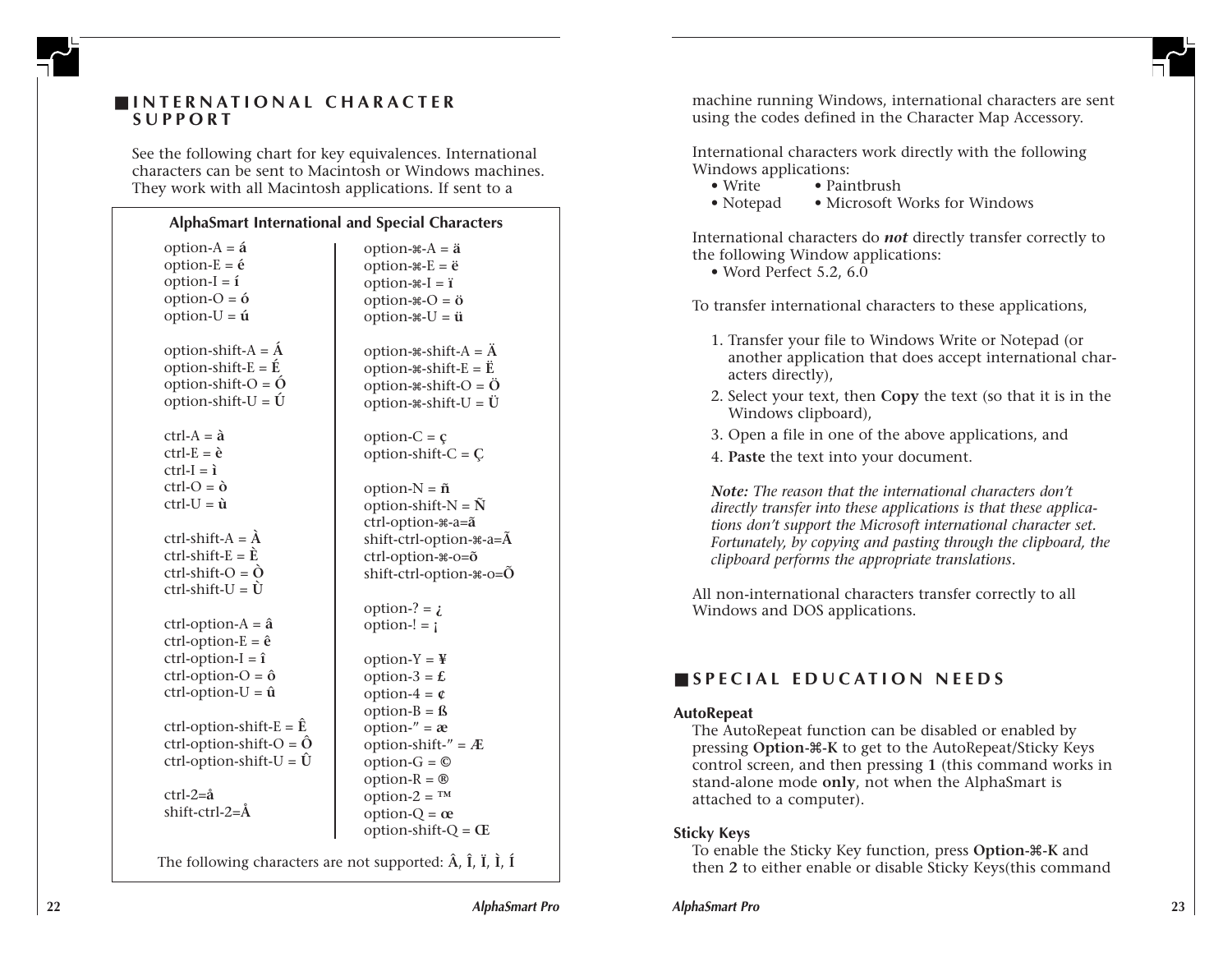## INTERNATIONAL CHARACTER SUPPORT

See the following chart for key equivalences. International characters can be sent to Macintosh or Windows machines. They work with all Macintosh applications. If sent to a machine running Windows, international characters are sent using the codes defined in the Character Map Accessory.

**AlphaSmart International and Special Characters**

| | |
|---|---|
| option-A = **á** | option-⌘-A = **ä** |
| option-E = **é** | option-⌘-E = **ë** |
| option-I = **í** | option-⌘-I = **ï** |
| option-O = **ó** | option-⌘-O = **ö** |
| option-U = **ú** | option-⌘-U = **ü** |
| option-shift-A = **Á** | option-⌘-shift-A = **Ä** |
| option-shift-E = **É** | option-⌘-shift-E = **Ë** |
| option-shift-O = **Ó** | option-⌘-shift-O = **Ö** |
| option-shift-U = **Ú** | option-⌘-shift-U = **Ü** |
| ctrl-A = **à** | option-C = **ç** |
| ctrl-E = **è** | option-shift-C = **Ç** |
| ctrl-I = **ì** | option-N = **ñ** |
| ctrl-O = **ò** | option-shift-N = **Ñ** |
| ctrl-U = **ù** | ctrl-option-⌘-a=**ã** |
| ctrl-shift-A = **À** | shift-ctrl-option-⌘-a=**Ã** |
| ctrl-shift-E = **È** | ctrl-option-⌘-o=**õ** |
| ctrl-shift-O = **Ò** | shift-ctrl-option-⌘-o=**Õ** |
| ctrl-shift-U = **Ù** | option-? = **¿** |
| ctrl-option-A = **â** | option-! = **¡** |
| ctrl-option-E = **ê** | option-Y = **¥** |
| ctrl-option-I = **î** | option-3 = **£** |
| ctrl-option-O = **ô** | option-4 = **¢** |
| ctrl-option-U = **û** | option-B = **ß** |
| ctrl-option-shift-E = **Ê** | option-" = **æ** |
| ctrl-option-shift-O = **Ô** | option-shift-" = **Æ** |
| ctrl-option-shift-U = **Û** | option-G = **©** |
| ctrl-2=**å** | option-R = **®** |
| shift-ctrl-2=**Å** | option-2 = **™** |
| | option-Q = **œ** |
| | option-shift-Q = **Œ** |

The following characters are not supported: **Â**, **Î**, **Ï**, **Ì**, **Í**

International characters work directly with the following Windows applications:

- Write
- Paintbrush
- Notepad
- Microsoft Works for Windows

International characters do ***not*** directly transfer correctly to the following Window applications:

- Word Perfect 5.2, 6.0

To transfer international characters to these applications,

1. Transfer your file to Windows Write or Notepad (or another application that does accept international characters directly),
2. Select your text, then **Copy** the text (so that it is in the Windows clipboard),
3. Open a file in one of the above applications, and
4. **Paste** the text into your document.

***Note:*** *The reason that the international characters don't directly transfer into these applications is that these applications don't support the Microsoft international character set. Fortunately, by copying and pasting through the clipboard, the clipboard performs the appropriate translations.*

All non-international characters transfer correctly to all Windows and DOS applications.

## SPECIAL EDUCATION NEEDS

**AutoRepeat**

The AutoRepeat function can be disabled or enabled by pressing **Option-⌘-K** to get to the AutoRepeat/Sticky Keys control screen, and then pressing **1** (this command works in stand-alone mode **only**, not when the AlphaSmart is attached to a computer).

**Sticky Keys**

To enable the Sticky Key function, press **Option-⌘-K** and then **2** to either enable or disable Sticky Keys(this command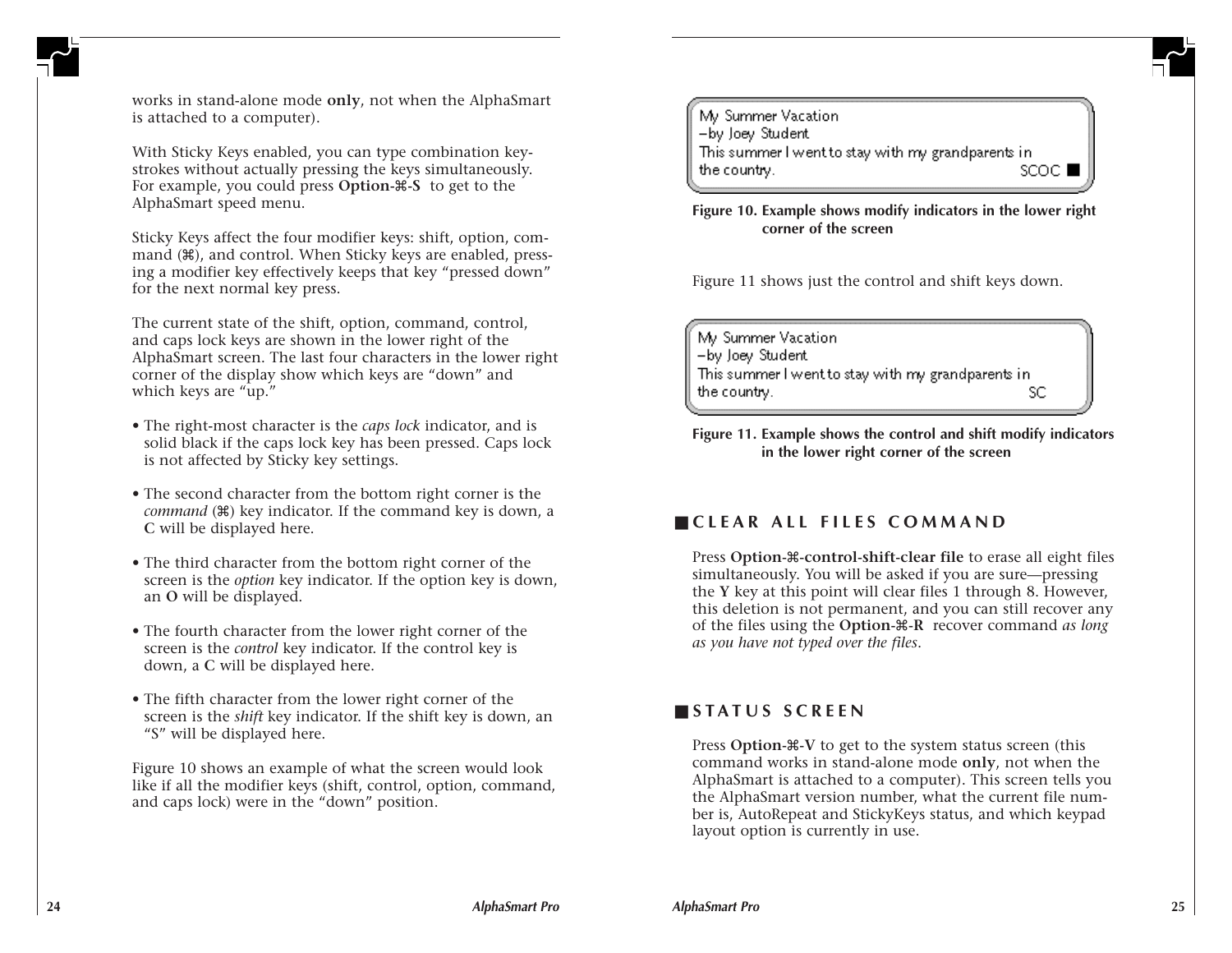works in stand-alone mode **only**, not when the AlphaSmart is attached to a computer).

With Sticky Keys enabled, you can type combination key-strokes without actually pressing the keys simultaneously. For example, you could press **Option-⌘-S** to get to the AlphaSmart speed menu.

Sticky Keys affect the four modifier keys: shift, option, command (⌘), and control. When Sticky keys are enabled, pressing a modifier key effectively keeps that key "pressed down" for the next normal key press.

The current state of the shift, option, command, control, and caps lock keys are shown in the lower right of the AlphaSmart screen. The last four characters in the lower right corner of the display show which keys are "down" and which keys are "up."

- The right-most character is the *caps lock* indicator, and is solid black if the caps lock key has been pressed. Caps lock is not affected by Sticky key settings.
- The second character from the bottom right corner is the *command* (⌘) key indicator. If the command key is down, a **C** will be displayed here.
- The third character from the bottom right corner of the screen is the *option* key indicator. If the option key is down, an **O** will be displayed.
- The fourth character from the lower right corner of the screen is the *control* key indicator. If the control key is down, a **C** will be displayed here.
- The fifth character from the lower right corner of the screen is the *shift* key indicator. If the shift key is down, an "S" will be displayed here.

Figure 10 shows an example of what the screen would look like if all the modifier keys (shift, control, option, command, and caps lock) were in the "down" position.

```
My Summer Vacation
-by Joey Student
This summer I went to stay with my grandparents in
the country.                                  SCOC ■
```

**Figure 10. Example shows modify indicators in the lower right corner of the screen**

Figure 11 shows just the control and shift keys down.

```
My Summer Vacation
-by Joey Student
This summer I went to stay with my grandparents in
the country.                                  SC
```

**Figure 11. Example shows the control and shift modify indicators in the lower right corner of the screen**

## CLEAR ALL FILES COMMAND

Press **Option-⌘-control-shift-clear file** to erase all eight files simultaneously. You will be asked if you are sure—pressing the **Y** key at this point will clear files 1 through 8. However, this deletion is not permanent, and you can still recover any of the files using the **Option-⌘-R** recover command *as long as you have not typed over the files*.

## STATUS SCREEN

Press **Option-⌘-V** to get to the system status screen (this command works in stand-alone mode **only**, not when the AlphaSmart is attached to a computer). This screen tells you the AlphaSmart version number, what the current file number is, AutoRepeat and StickyKeys status, and which keypad layout option is currently in use.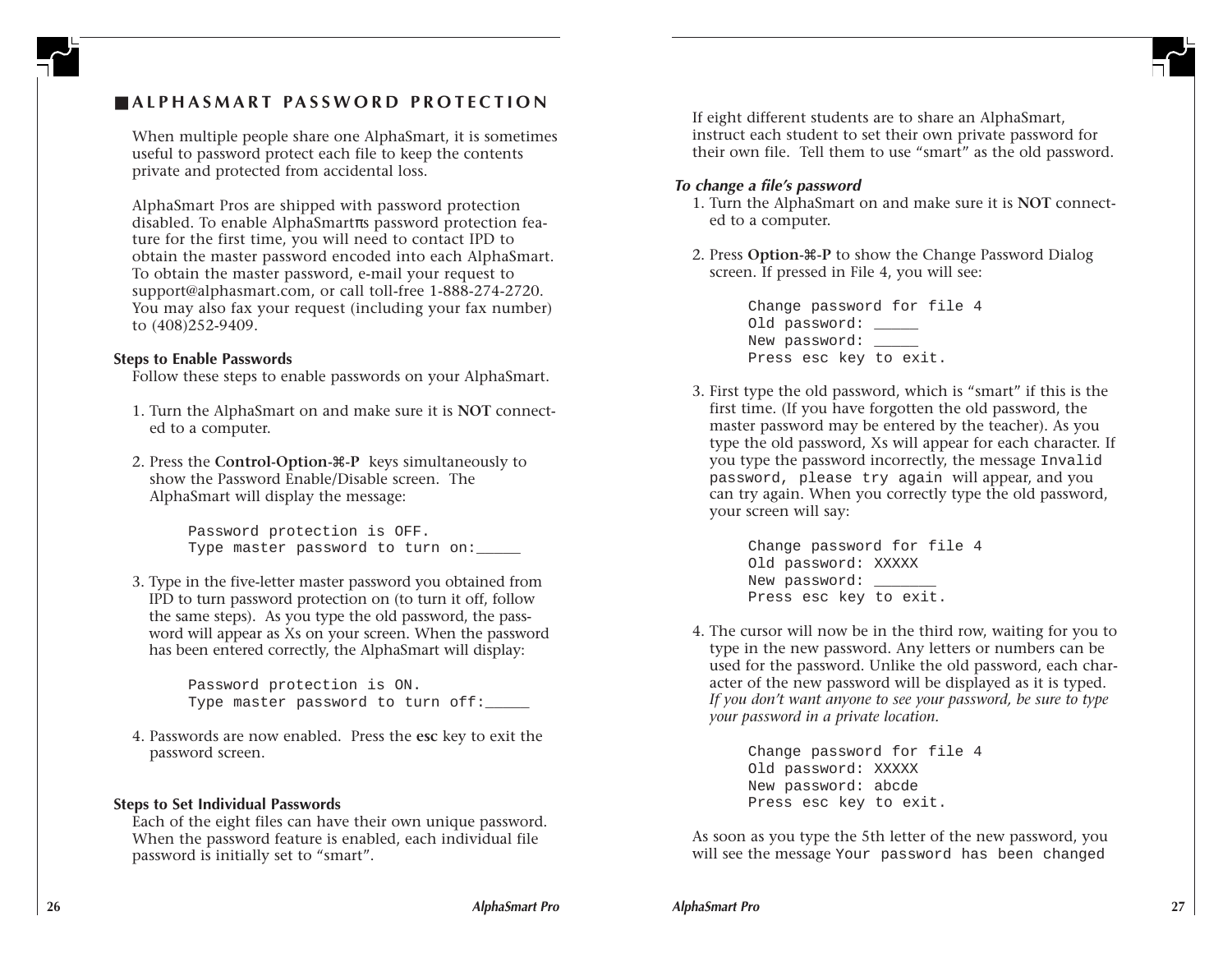## ALPHASMART PASSWORD PROTECTION

When multiple people share one AlphaSmart, it is sometimes useful to password protect each file to keep the contents private and protected from accidental loss.

AlphaSmart Pros are shipped with password protection disabled. To enable AlphaSmartπs password protection feature for the first time, you will need to contact IPD to obtain the master password encoded into each AlphaSmart. To obtain the master password, e-mail your request to support@alphasmart.com, or call toll-free 1-888-274-2720. You may also fax your request (including your fax number) to (408)252-9409.

**Steps to Enable Passwords**

Follow these steps to enable passwords on your AlphaSmart.

1. Turn the AlphaSmart on and make sure it is **NOT** connected to a computer.

2. Press the **Control-Option-⌘-P** keys simultaneously to show the Password Enable/Disable screen. The AlphaSmart will display the message:

```
Password protection is OFF.
Type master password to turn on:_____
```

3. Type in the five-letter master password you obtained from IPD to turn password protection on (to turn it off, follow the same steps). As you type the old password, the password will appear as Xs on your screen. When the password has been entered correctly, the AlphaSmart will display:

```
Password protection is ON.
Type master password to turn off:_____
```

4. Passwords are now enabled. Press the **esc** key to exit the password screen.

**Steps to Set Individual Passwords**

Each of the eight files can have their own unique password. When the password feature is enabled, each individual file password is initially set to "smart".

If eight different students are to share an AlphaSmart, instruct each student to set their own private password for their own file. Tell them to use "smart" as the old password.

***To change a file's password***

1. Turn the AlphaSmart on and make sure it is **NOT** connected to a computer.

2. Press **Option-⌘-P** to show the Change Password Dialog screen. If pressed in File 4, you will see:

```
Change password for file 4
Old password: _____
New password: _____
Press esc key to exit.
```

3. First type the old password, which is "smart" if this is the first time. (If you have forgotten the old password, the master password may be entered by the teacher). As you type the old password, Xs will appear for each character. If you type the password incorrectly, the message `Invalid password, please try again` will appear, and you can try again. When you correctly type the old password, your screen will say:

```
Change password for file 4
Old password: XXXXX
New password: _______
Press esc key to exit.
```

4. The cursor will now be in the third row, waiting for you to type in the new password. Any letters or numbers can be used for the password. Unlike the old password, each character of the new password will be displayed as it is typed. *If you don't want anyone to see your password, be sure to type your password in a private location.*

```
Change password for file 4
Old password: XXXXX
New password: abcde
Press esc key to exit.
```

As soon as you type the 5th letter of the new password, you will see the message `Your password has been changed`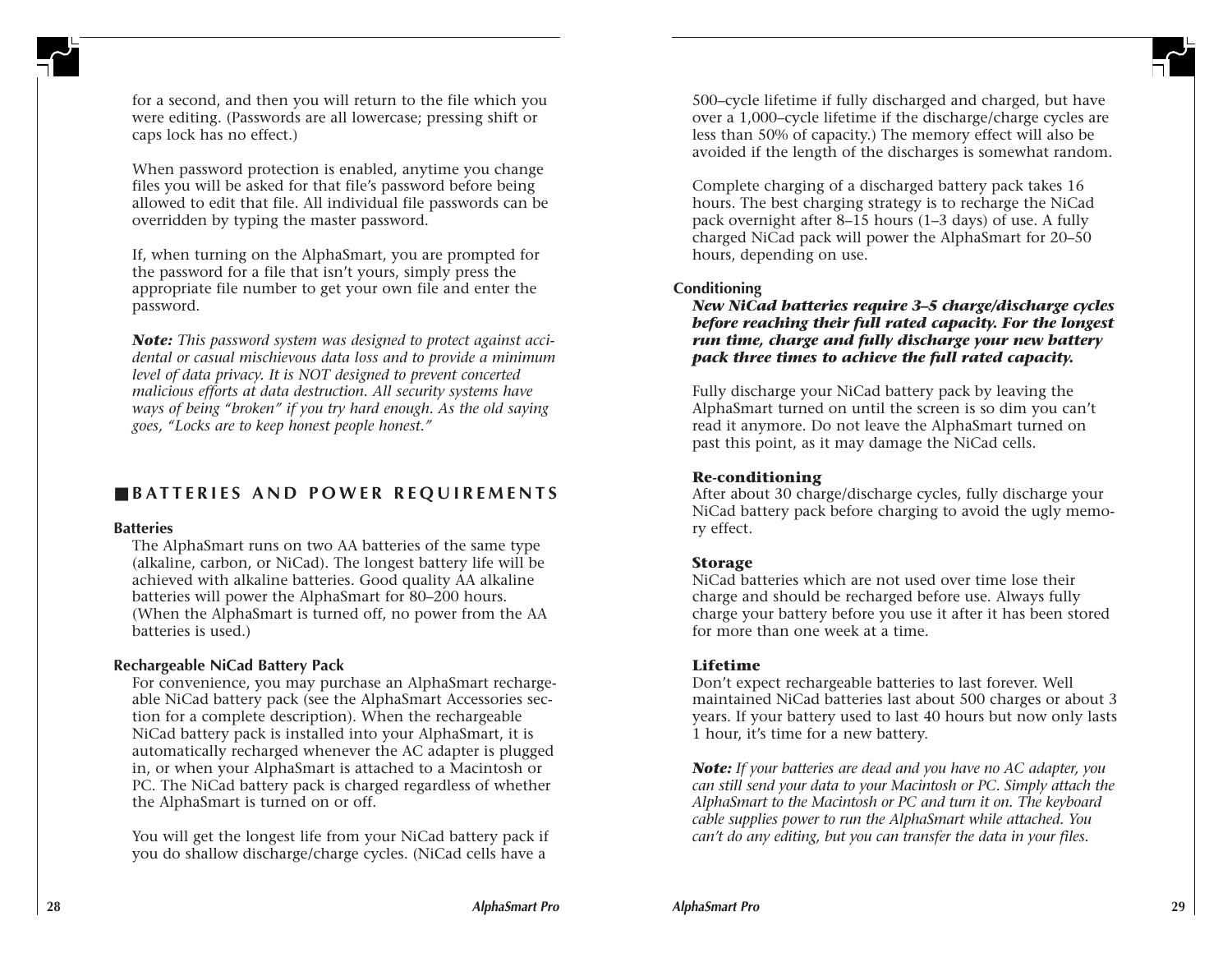for a second, and then you will return to the file which you were editing. (Passwords are all lowercase; pressing shift or caps lock has no effect.)

When password protection is enabled, anytime you change files you will be asked for that file's password before being allowed to edit that file. All individual file passwords can be overridden by typing the master password.

If, when turning on the AlphaSmart, you are prompted for the password for a file that isn't yours, simply press the appropriate file number to get your own file and enter the password.

***Note:*** *This password system was designed to protect against accidental or casual mischievous data loss and to provide a minimum level of data privacy. It is NOT designed to prevent concerted malicious efforts at data destruction. All security systems have ways of being "broken" if you try hard enough. As the old saying goes, "Locks are to keep honest people honest."*

## BATTERIES AND POWER REQUIREMENTS

### Batteries

The AlphaSmart runs on two AA batteries of the same type (alkaline, carbon, or NiCad). The longest battery life will be achieved with alkaline batteries. Good quality AA alkaline batteries will power the AlphaSmart for 80–200 hours. (When the AlphaSmart is turned off, no power from the AA batteries is used.)

### Rechargeable NiCad Battery Pack

For convenience, you may purchase an AlphaSmart rechargeable NiCad battery pack (see the AlphaSmart Accessories section for a complete description). When the rechargeable NiCad battery pack is installed into your AlphaSmart, it is automatically recharged whenever the AC adapter is plugged in, or when your AlphaSmart is attached to a Macintosh or PC. The NiCad battery pack is charged regardless of whether the AlphaSmart is turned on or off.

You will get the longest life from your NiCad battery pack if you do shallow discharge/charge cycles. (NiCad cells have a 500–cycle lifetime if fully discharged and charged, but have over a 1,000–cycle lifetime if the discharge/charge cycles are less than 50% of capacity.) The memory effect will also be avoided if the length of the discharges is somewhat random.

Complete charging of a discharged battery pack takes 16 hours. The best charging strategy is to recharge the NiCad pack overnight after 8–15 hours (1–3 days) of use. A fully charged NiCad pack will power the AlphaSmart for 20–50 hours, depending on use.

### Conditioning

***New NiCad batteries require 3–5 charge/discharge cycles before reaching their full rated capacity. For the longest run time, charge and fully discharge your new battery pack three times to achieve the full rated capacity.***

Fully discharge your NiCad battery pack by leaving the AlphaSmart turned on until the screen is so dim you can't read it anymore. Do not leave the AlphaSmart turned on past this point, as it may damage the NiCad cells.

#### Re-conditioning

After about 30 charge/discharge cycles, fully discharge your NiCad battery pack before charging to avoid the ugly memory effect.

#### Storage

NiCad batteries which are not used over time lose their charge and should be recharged before use. Always fully charge your battery before you use it after it has been stored for more than one week at a time.

#### Lifetime

Don't expect rechargeable batteries to last forever. Well maintained NiCad batteries last about 500 charges or about 3 years. If your battery used to last 40 hours but now only lasts 1 hour, it's time for a new battery.

***Note:*** *If your batteries are dead and you have no AC adapter, you can still send your data to your Macintosh or PC. Simply attach the AlphaSmart to the Macintosh or PC and turn it on. The keyboard cable supplies power to run the AlphaSmart while attached. You can't do any editing, but you can transfer the data in your files.*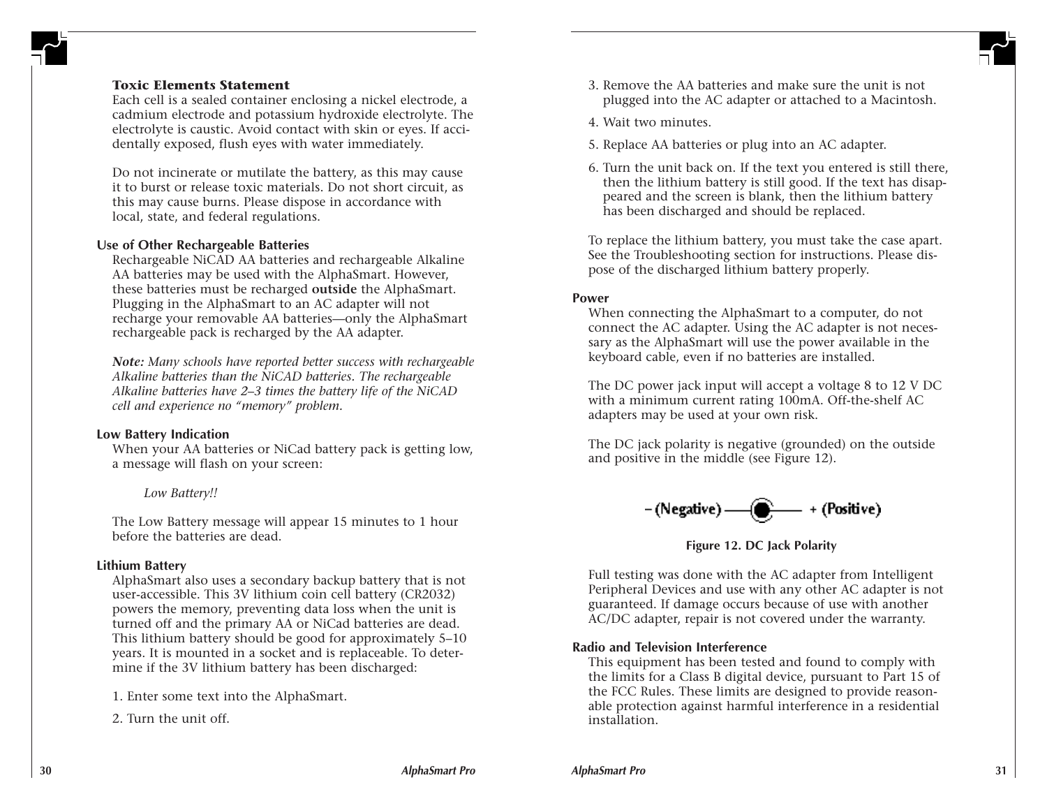### Toxic Elements Statement

Each cell is a sealed container enclosing a nickel electrode, a cadmium electrode and potassium hydroxide electrolyte. The electrolyte is caustic. Avoid contact with skin or eyes. If accidentally exposed, flush eyes with water immediately.

Do not incinerate or mutilate the battery, as this may cause it to burst or release toxic materials. Do not short circuit, as this may cause burns. Please dispose in accordance with local, state, and federal regulations.

### Use of Other Rechargeable Batteries

Rechargeable NiCAD AA batteries and rechargeable Alkaline AA batteries may be used with the AlphaSmart. However, these batteries must be recharged **outside** the AlphaSmart. Plugging in the AlphaSmart to an AC adapter will not recharge your removable AA batteries—only the AlphaSmart rechargeable pack is recharged by the AA adapter.

***Note:*** *Many schools have reported better success with rechargeable Alkaline batteries than the NiCAD batteries. The rechargeable Alkaline batteries have 2–3 times the battery life of the NiCAD cell and experience no “memory” problem.*

### Low Battery Indication

When your AA batteries or NiCad battery pack is getting low, a message will flash on your screen:

*Low Battery!!*

The Low Battery message will appear 15 minutes to 1 hour before the batteries are dead.

### Lithium Battery

AlphaSmart also uses a secondary backup battery that is not user-accessible. This 3V lithium coin cell battery (CR2032) powers the memory, preventing data loss when the unit is turned off and the primary AA or NiCad batteries are dead. This lithium battery should be good for approximately 5–10 years. It is mounted in a socket and is replaceable. To determine if the 3V lithium battery has been discharged:

1. Enter some text into the AlphaSmart.
2. Turn the unit off.
3. Remove the AA batteries and make sure the unit is not plugged into the AC adapter or attached to a Macintosh.
4. Wait two minutes.
5. Replace AA batteries or plug into an AC adapter.
6. Turn the unit back on. If the text you entered is still there, then the lithium battery is still good. If the text has disappeared and the screen is blank, then the lithium battery has been discharged and should be replaced.

To replace the lithium battery, you must take the case apart. See the Troubleshooting section for instructions. Please dispose of the discharged lithium battery properly.

### Power

When connecting the AlphaSmart to a computer, do not connect the AC adapter. Using the AC adapter is not necessary as the AlphaSmart will use the power available in the keyboard cable, even if no batteries are installed.

The DC power jack input will accept a voltage 8 to 12 V DC with a minimum current rating 100mA. Off-the-shelf AC adapters may be used at your own risk.

The DC jack polarity is negative (grounded) on the outside and positive in the middle (see Figure 12).

– (Negative) —— ● —— + (Positive)

**Figure 12. DC Jack Polarity**

Full testing was done with the AC adapter from Intelligent Peripheral Devices and use with any other AC adapter is not guaranteed. If damage occurs because of use with another AC/DC adapter, repair is not covered under the warranty.

### Radio and Television Interference

This equipment has been tested and found to comply with the limits for a Class B digital device, pursuant to Part 15 of the FCC Rules. These limits are designed to provide reasonable protection against harmful interference in a residential installation.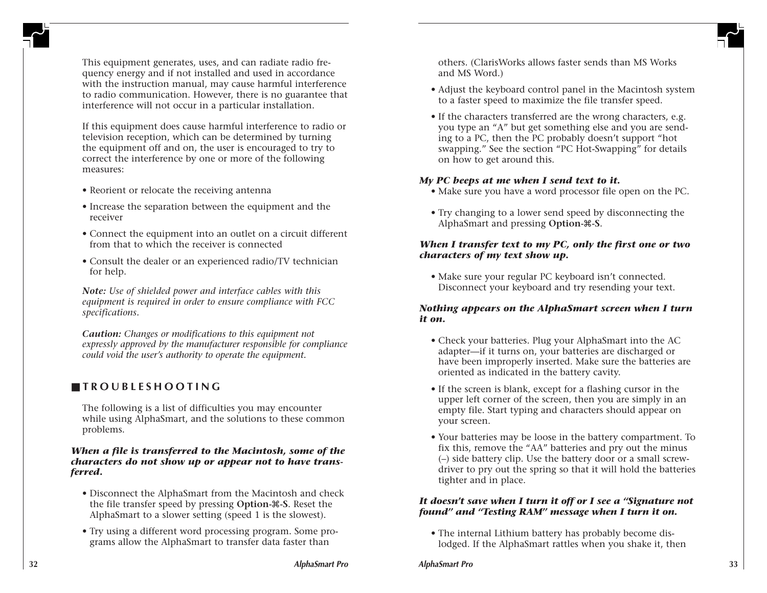This equipment generates, uses, and can radiate radio frequency energy and if not installed and used in accordance with the instruction manual, may cause harmful interference to radio communication. However, there is no guarantee that interference will not occur in a particular installation.

If this equipment does cause harmful interference to radio or television reception, which can be determined by turning the equipment off and on, the user is encouraged to try to correct the interference by one or more of the following measures:

- Reorient or relocate the receiving antenna
- Increase the separation between the equipment and the receiver
- Connect the equipment into an outlet on a circuit different from that to which the receiver is connected
- Consult the dealer or an experienced radio/TV technician for help.

***Note:*** *Use of shielded power and interface cables with this equipment is required in order to ensure compliance with FCC specifications.*

***Caution:*** *Changes or modifications to this equipment not expressly approved by the manufacturer responsible for compliance could void the user's authority to operate the equipment.*

## TROUBLESHOOTING

The following is a list of difficulties you may encounter while using AlphaSmart, and the solutions to these common problems.

***When a file is transferred to the Macintosh, some of the characters do not show up or appear not to have transferred.***

- Disconnect the AlphaSmart from the Macintosh and check the file transfer speed by pressing **Option-⌘-S**. Reset the AlphaSmart to a slower setting (speed 1 is the slowest).
- Try using a different word processing program. Some programs allow the AlphaSmart to transfer data faster than others. (ClarisWorks allows faster sends than MS Works and MS Word.)
- Adjust the keyboard control panel in the Macintosh system to a faster speed to maximize the file transfer speed.
- If the characters transferred are the wrong characters, e.g. you type an "A" but get something else and you are sending to a PC, then the PC probably doesn't support "hot swapping." See the section "PC Hot-Swapping" for details on how to get around this.

***My PC beeps at me when I send text to it.***

- Make sure you have a word processor file open on the PC.
- Try changing to a lower send speed by disconnecting the AlphaSmart and pressing **Option-⌘-S**.

***When I transfer text to my PC, only the first one or two characters of my text show up.***

- Make sure your regular PC keyboard isn't connected. Disconnect your keyboard and try resending your text.

***Nothing appears on the AlphaSmart screen when I turn it on.***

- Check your batteries. Plug your AlphaSmart into the AC adapter—if it turns on, your batteries are discharged or have been improperly inserted. Make sure the batteries are oriented as indicated in the battery cavity.
- If the screen is blank, except for a flashing cursor in the upper left corner of the screen, then you are simply in an empty file. Start typing and characters should appear on your screen.
- Your batteries may be loose in the battery compartment. To fix this, remove the "AA" batteries and pry out the minus (–) side battery clip. Use the battery door or a small screwdriver to pry out the spring so that it will hold the batteries tighter and in place.

***It doesn't save when I turn it off or I see a "Signature not found" and "Testing RAM" message when I turn it on.***

- The internal Lithium battery has probably become dislodged. If the AlphaSmart rattles when you shake it, then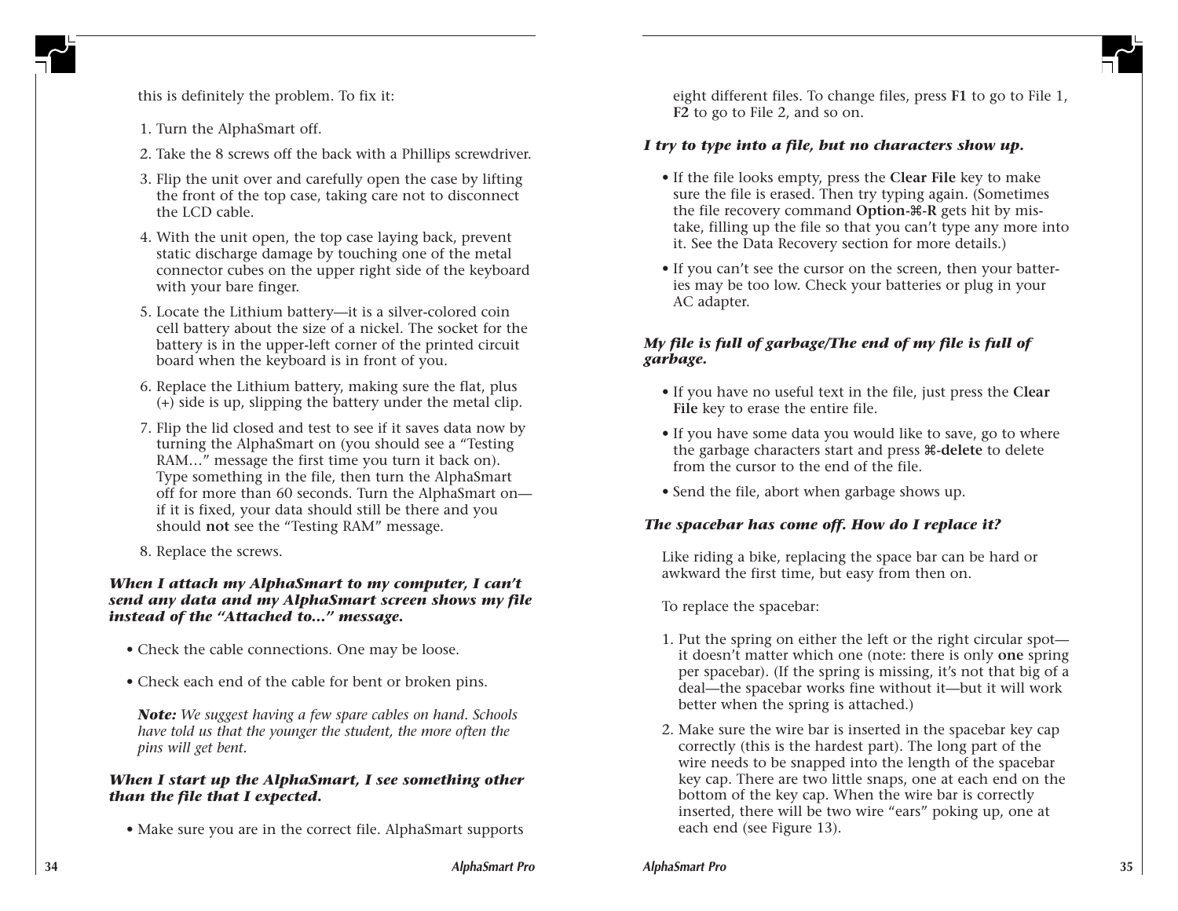this is definitely the problem. To fix it:

1. Turn the AlphaSmart off.
2. Take the 8 screws off the back with a Phillips screwdriver.
3. Flip the unit over and carefully open the case by lifting the front of the top case, taking care not to disconnect the LCD cable.
4. With the unit open, the top case laying back, prevent static discharge damage by touching one of the metal connector cubes on the upper right side of the keyboard with your bare finger.
5. Locate the Lithium battery—it is a silver-colored coin cell battery about the size of a nickel. The socket for the battery is in the upper-left corner of the printed circuit board when the keyboard is in front of you.
6. Replace the Lithium battery, making sure the flat, plus (+) side is up, slipping the battery under the metal clip.
7. Flip the lid closed and test to see if it saves data now by turning the AlphaSmart on (you should see a "Testing RAM…" message the first time you turn it back on). Type something in the file, then turn the AlphaSmart off for more than 60 seconds. Turn the AlphaSmart on—if it is fixed, your data should still be there and you should **not** see the "Testing RAM" message.
8. Replace the screws.

***When I attach my AlphaSmart to my computer, I can't send any data and my AlphaSmart screen shows my file instead of the "Attached to..." message.***

- Check the cable connections. One may be loose.
- Check each end of the cable for bent or broken pins.

***Note:*** *We suggest having a few spare cables on hand. Schools have told us that the younger the student, the more often the pins will get bent.*

***When I start up the AlphaSmart, I see something other than the file that I expected.***

- Make sure you are in the correct file. AlphaSmart supports eight different files. To change files, press **F1** to go to File 1, **F2** to go to File 2, and so on.

***I try to type into a file, but no characters show up.***

- If the file looks empty, press the **Clear File** key to make sure the file is erased. Then try typing again. (Sometimes the file recovery command **Option-⌘-R** gets hit by mistake, filling up the file so that you can't type any more into it. See the Data Recovery section for more details.)
- If you can't see the cursor on the screen, then your batteries may be too low. Check your batteries or plug in your AC adapter.

***My file is full of garbage/The end of my file is full of garbage.***

- If you have no useful text in the file, just press the **Clear File** key to erase the entire file.
- If you have some data you would like to save, go to where the garbage characters start and press **⌘-delete** to delete from the cursor to the end of the file.
- Send the file, abort when garbage shows up.

***The spacebar has come off. How do I replace it?***

Like riding a bike, replacing the space bar can be hard or awkward the first time, but easy from then on.

To replace the spacebar:

1. Put the spring on either the left or the right circular spot—it doesn't matter which one (note: there is only **one** spring per spacebar). (If the spring is missing, it's not that big of a deal—the spacebar works fine without it—but it will work better when the spring is attached.)
2. Make sure the wire bar is inserted in the spacebar key cap correctly (this is the hardest part). The long part of the wire needs to be snapped into the length of the spacebar key cap. There are two little snaps, one at each end on the bottom of the key cap. When the wire bar is correctly inserted, there will be two wire "ears" poking up, one at each end (see Figure 13).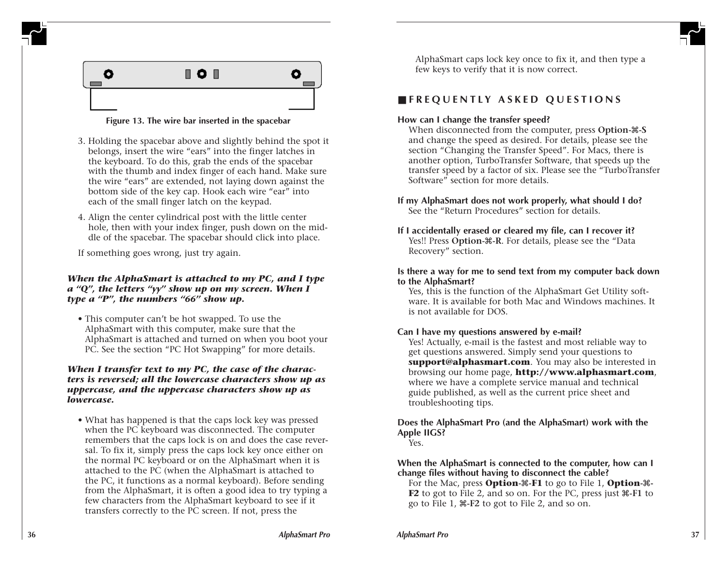Figure 13. The wire bar inserted in the spacebar

3. Holding the spacebar above and slightly behind the spot it belongs, insert the wire "ears" into the finger latches in the keyboard. To do this, grab the ends of the spacebar with the thumb and index finger of each hand. Make sure the wire "ears" are extended, not laying down against the bottom side of the key cap. Hook each wire "ear" into each of the small finger latch on the keypad.
4. Align the center cylindrical post with the little center hole, then with your index finger, push down on the middle of the spacebar. The spacebar should click into place.

If something goes wrong, just try again.

***When the AlphaSmart is attached to my PC, and I type a "Q", the letters "yy" show up on my screen. When I type a "P", the numbers "66" show up.***

- This computer can't be hot swapped. To use the AlphaSmart with this computer, make sure that the AlphaSmart is attached and turned on when you boot your PC. See the section "PC Hot Swapping" for more details.

***When I transfer text to my PC, the case of the characters is reversed; all the lowercase characters show up as uppercase, and the uppercase characters show up as lowercase.***

- What has happened is that the caps lock key was pressed when the PC keyboard was disconnected. The computer remembers that the caps lock is on and does the case reversal. To fix it, simply press the caps lock key once either on the normal PC keyboard or on the AlphaSmart when it is attached to the PC (when the AlphaSmart is attached to the PC, it functions as a normal keyboard). Before sending from the AlphaSmart, it is often a good idea to try typing a few characters from the AlphaSmart keyboard to see if it transfers correctly to the PC screen. If not, press the AlphaSmart caps lock key once to fix it, and then type a few keys to verify that it is now correct.

## FREQUENTLY ASKED QUESTIONS

**How can I change the transfer speed?**
When disconnected from the computer, press **Option-⌘-S** and change the speed as desired. For details, please see the section "Changing the Transfer Speed". For Macs, there is another option, TurboTransfer Software, that speeds up the transfer speed by a factor of six. Please see the "TurboTransfer Software" section for more details.

**If my AlphaSmart does not work properly, what should I do?**
See the "Return Procedures" section for details.

**If I accidentally erased or cleared my file, can I recover it?**
Yes!! Press **Option-⌘-R**. For details, please see the "Data Recovery" section.

**Is there a way for me to send text from my computer back down to the AlphaSmart?**
Yes, this is the function of the AlphaSmart Get Utility software. It is available for both Mac and Windows machines. It is not available for DOS.

**Can I have my questions answered by e-mail?**
Yes! Actually, e-mail is the fastest and most reliable way to get questions answered. Simply send your questions to **support@alphasmart.com**. You may also be interested in browsing our home page, **http://www.alphasmart.com**, where we have a complete service manual and technical guide published, as well as the current price sheet and troubleshooting tips.

**Does the AlphaSmart Pro (and the AlphaSmart) work with the Apple IIGS?**
Yes.

**When the AlphaSmart is connected to the computer, how can I change files without having to disconnect the cable?**
For the Mac, press **Option-⌘-F1** to go to File 1, **Option-⌘-F2** to got to File 2, and so on. For the PC, press just **⌘-F1** to go to File 1, **⌘-F2** to got to File 2, and so on.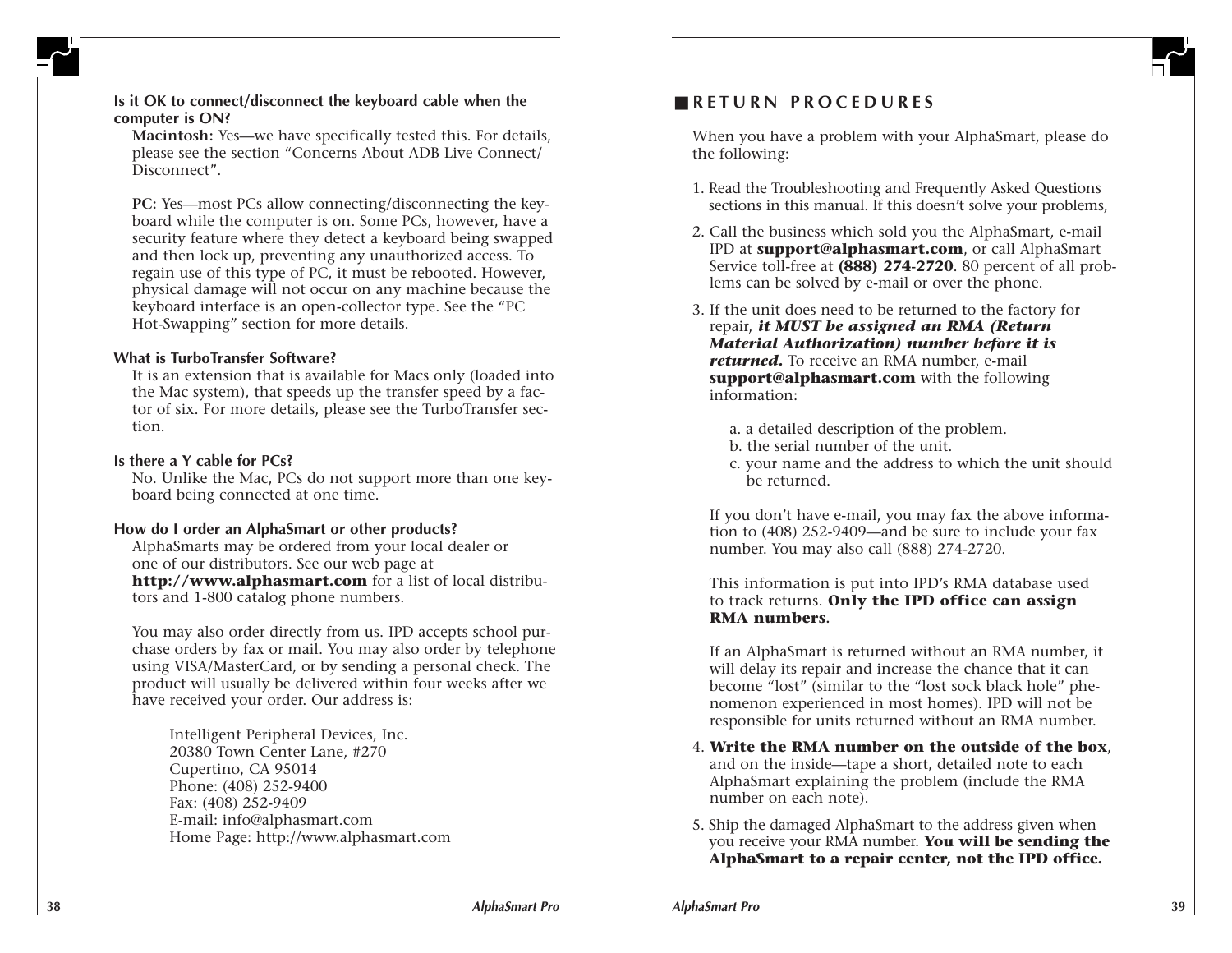**Is it OK to connect/disconnect the keyboard cable when the computer is ON?**

**Macintosh:** Yes—we have specifically tested this. For details, please see the section "Concerns About ADB Live Connect/ Disconnect".

**PC:** Yes—most PCs allow connecting/disconnecting the keyboard while the computer is on. Some PCs, however, have a security feature where they detect a keyboard being swapped and then lock up, preventing any unauthorized access. To regain use of this type of PC, it must be rebooted. However, physical damage will not occur on any machine because the keyboard interface is an open-collector type. See the "PC Hot-Swapping" section for more details.

**What is TurboTransfer Software?**

It is an extension that is available for Macs only (loaded into the Mac system), that speeds up the transfer speed by a factor of six. For more details, please see the TurboTransfer section.

**Is there a Y cable for PCs?**

No. Unlike the Mac, PCs do not support more than one keyboard being connected at one time.

**How do I order an AlphaSmart or other products?**

AlphaSmarts may be ordered from your local dealer or one of our distributors. See our web page at **http://www.alphasmart.com** for a list of local distributors and 1-800 catalog phone numbers.

You may also order directly from us. IPD accepts school purchase orders by fax or mail. You may also order by telephone using VISA/MasterCard, or by sending a personal check. The product will usually be delivered within four weeks after we have received your order. Our address is:

Intelligent Peripheral Devices, Inc.
20380 Town Center Lane, #270
Cupertino, CA 95014
Phone: (408) 252-9400
Fax: (408) 252-9409
E-mail: info@alphasmart.com
Home Page: http://www.alphasmart.com

## RETURN PROCEDURES

When you have a problem with your AlphaSmart, please do the following:

1. Read the Troubleshooting and Frequently Asked Questions sections in this manual. If this doesn't solve your problems,
2. Call the business which sold you the AlphaSmart, e-mail IPD at **support@alphasmart.com**, or call AlphaSmart Service toll-free at **(888) 274-2720**. 80 percent of all problems can be solved by e-mail or over the phone.
3. If the unit does need to be returned to the factory for repair, ***it MUST be assigned an RMA (Return Material Authorization) number before it is returned.*** To receive an RMA number, e-mail **support@alphasmart.com** with the following information:

   a. a detailed description of the problem.
   b. the serial number of the unit.
   c. your name and the address to which the unit should be returned.

   If you don't have e-mail, you may fax the above information to (408) 252-9409—and be sure to include your fax number. You may also call (888) 274-2720.

   This information is put into IPD's RMA database used to track returns. **Only the IPD office can assign RMA numbers**.

   If an AlphaSmart is returned without an RMA number, it will delay its repair and increase the chance that it can become "lost" (similar to the "lost sock black hole" phenomenon experienced in most homes). IPD will not be responsible for units returned without an RMA number.
4. **Write the RMA number on the outside of the box**, and on the inside—tape a short, detailed note to each AlphaSmart explaining the problem (include the RMA number on each note).
5. Ship the damaged AlphaSmart to the address given when you receive your RMA number. **You will be sending the AlphaSmart to a repair center, not the IPD office.**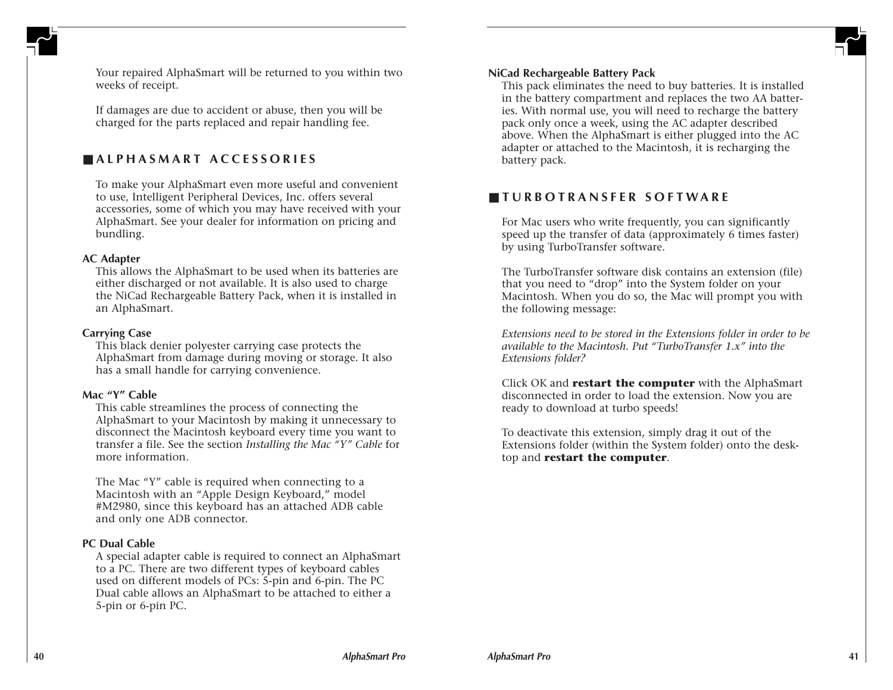Your repaired AlphaSmart will be returned to you within two weeks of receipt.

If damages are due to accident or abuse, then you will be charged for the parts replaced and repair handling fee.

## ■ ALPHASMART ACCESSORIES

To make your AlphaSmart even more useful and convenient to use, Intelligent Peripheral Devices, Inc. offers several accessories, some of which you may have received with your AlphaSmart. See your dealer for information on pricing and bundling.

**AC Adapter**

This allows the AlphaSmart to be used when its batteries are either discharged or not available. It is also used to charge the NiCad Rechargeable Battery Pack, when it is installed in an AlphaSmart.

**Carrying Case**

This black denier polyester carrying case protects the AlphaSmart from damage during moving or storage. It also has a small handle for carrying convenience.

**Mac "Y" Cable**

This cable streamlines the process of connecting the AlphaSmart to your Macintosh by making it unnecessary to disconnect the Macintosh keyboard every time you want to transfer a file. See the section *Installing the Mac "Y" Cable* for more information.

The Mac "Y" cable is required when connecting to a Macintosh with an "Apple Design Keyboard," model #M2980, since this keyboard has an attached ADB cable and only one ADB connector.

**PC Dual Cable**

A special adapter cable is required to connect an AlphaSmart to a PC. There are two different types of keyboard cables used on different models of PCs: 5-pin and 6-pin. The PC Dual cable allows an AlphaSmart to be attached to either a 5-pin or 6-pin PC.

**NiCad Rechargeable Battery Pack**

This pack eliminates the need to buy batteries. It is installed in the battery compartment and replaces the two AA batteries. With normal use, you will need to recharge the battery pack only once a week, using the AC adapter described above. When the AlphaSmart is either plugged into the AC adapter or attached to the Macintosh, it is recharging the battery pack.

## ■ TURBOTRANSFER SOFTWARE

For Mac users who write frequently, you can significantly speed up the transfer of data (approximately 6 times faster) by using TurboTransfer software.

The TurboTransfer software disk contains an extension (file) that you need to "drop" into the System folder on your Macintosh. When you do so, the Mac will prompt you with the following message:

*Extensions need to be stored in the Extensions folder in order to be available to the Macintosh. Put "TurboTransfer 1.x" into the Extensions folder?*

Click OK and **restart the computer** with the AlphaSmart disconnected in order to load the extension. Now you are ready to download at turbo speeds!

To deactivate this extension, simply drag it out of the Extensions folder (within the System folder) onto the desktop and **restart the computer**.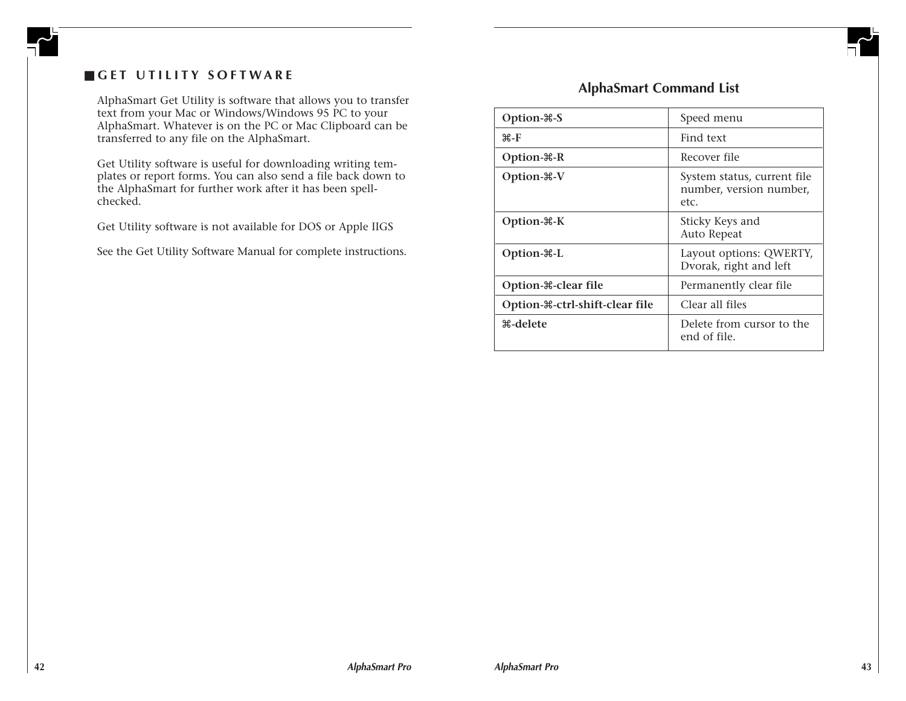## GET UTILITY SOFTWARE

AlphaSmart Get Utility is software that allows you to transfer text from your Mac or Windows/Windows 95 PC to your AlphaSmart. Whatever is on the PC or Mac Clipboard can be transferred to any file on the AlphaSmart.

Get Utility software is useful for downloading writing templates or report forms. You can also send a file back down to the AlphaSmart for further work after it has been spell-checked.

Get Utility software is not available for DOS or Apple IIGS

See the Get Utility Software Manual for complete instructions.

### AlphaSmart Command List

| | |
|---|---|
| **Option-⌘-S** | Speed menu |
| **⌘-F** | Find text |
| **Option-⌘-R** | Recover file |
| **Option-⌘-V** | System status, current file number, version number, etc. |
| **Option-⌘-K** | Sticky Keys and Auto Repeat |
| **Option-⌘-L** | Layout options: QWERTY, Dvorak, right and left |
| **Option-⌘-clear file** | Permanently clear file |
| **Option-⌘-ctrl-shift-clear file** | Clear all files |
| **⌘-delete** | Delete from cursor to the end of file. |